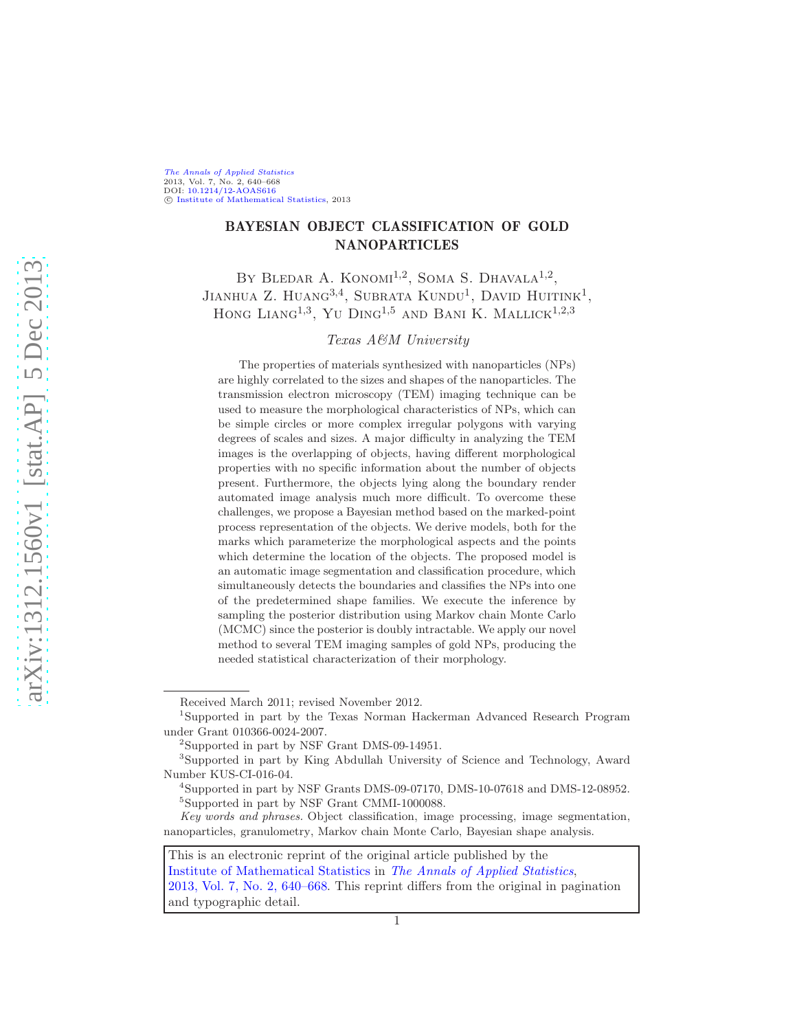# BAYESIAN OBJECT CLASSIFICATION OF GOLD NANOPARTICLES

By Bledar A. Konomi[1,2], Soma S. Dhavala[1,2], Jianhua Z. Huang[3,4], Subrata Kundu[1], David Huitink[1], Hong Liang[1,3], Yu Ding[1,5] and Bani K. Mallick[1,2,3]

*Texas A&M University*

The properties of materials synthesized with nanoparticles (NPs) are highly correlated to the sizes and shapes of the nanoparticles. The transmission electron microscopy (TEM) imaging technique can be used to measure the morphological characteristics of NPs, which can be simple circles or more complex irregular polygons with varying degrees of scales and sizes. A major difficulty in analyzing the TEM images is the overlapping of objects, having different morphological properties with no specific information about the number of objects present. Furthermore, the objects lying along the boundary render automated image analysis much more difficult. To overcome these challenges, we propose a Bayesian method based on the marked-point process representation of the objects. We derive models, both for the marks which parameterize the morphological aspects and the points which determine the location of the objects. The proposed model is an automatic image segmentation and classification procedure, which simultaneously detects the boundaries and classifies the NPs into one of the predetermined shape families. We execute the inference by sampling the posterior distribution using Markov chain Monte Carlo (MCMC) since the posterior is doubly intractable. We apply our novel method to several TEM imaging samples of gold NPs, producing the needed statistical characterization of their morphology.

---

Received March 2011; revised November 2012.

[1]Supported in part by the Texas Norman Hackerman Advanced Research Program under Grant 010366-0024-2007.

[2]Supported in part by NSF Grant DMS-09-14951.

[3]Supported in part by King Abdullah University of Science and Technology, Award Number KUS-CI-016-04.

[4]Supported in part by NSF Grants DMS-09-07170, DMS-10-07618 and DMS-12-08952.

[5]Supported in part by NSF Grant CMMI-1000088.

*Key words and phrases.* Object classification, image processing, image segmentation, nanoparticles, granulometry, Markov chain Monte Carlo, Bayesian shape analysis.

This is an electronic reprint of the original article published by the Institute of Mathematical Statistics in *The Annals of Applied Statistics*, 2013, Vol. 7, No. 2, 640–668. This reprint differs from the original in pagination and typographic detail.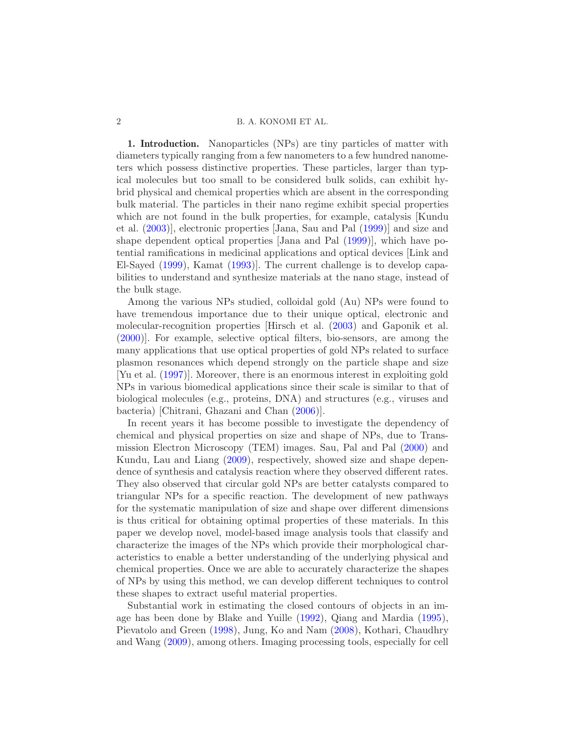**1. Introduction.** Nanoparticles (NPs) are tiny particles of matter with diameters typically ranging from a few nanometers to a few hundred nanometers which possess distinctive properties. These particles, larger than typical molecules but too small to be considered bulk solids, can exhibit hybrid physical and chemical properties which are absent in the corresponding bulk material. The particles in their nano regime exhibit special properties which are not found in the bulk properties, for example, catalysis [Kundu et al. (2003)], electronic properties [Jana, Sau and Pal (1999)] and size and shape dependent optical properties [Jana and Pal (1999)], which have potential ramifications in medicinal applications and optical devices [Link and El-Sayed (1999), Kamat (1993)]. The current challenge is to develop capabilities to understand and synthesize materials at the nano stage, instead of the bulk stage.

Among the various NPs studied, colloidal gold (Au) NPs were found to have tremendous importance due to their unique optical, electronic and molecular-recognition properties [Hirsch et al. (2003) and Gaponik et al. (2000)]. For example, selective optical filters, bio-sensors, are among the many applications that use optical properties of gold NPs related to surface plasmon resonances which depend strongly on the particle shape and size [Yu et al. (1997)]. Moreover, there is an enormous interest in exploiting gold NPs in various biomedical applications since their scale is similar to that of biological molecules (e.g., proteins, DNA) and structures (e.g., viruses and bacteria) [Chitrani, Ghazani and Chan (2006)].

In recent years it has become possible to investigate the dependency of chemical and physical properties on size and shape of NPs, due to Transmission Electron Microscopy (TEM) images. Sau, Pal and Pal (2000) and Kundu, Lau and Liang (2009), respectively, showed size and shape dependence of synthesis and catalysis reaction where they observed different rates. They also observed that circular gold NPs are better catalysts compared to triangular NPs for a specific reaction. The development of new pathways for the systematic manipulation of size and shape over different dimensions is thus critical for obtaining optimal properties of these materials. In this paper we develop novel, model-based image analysis tools that classify and characterize the images of the NPs which provide their morphological characteristics to enable a better understanding of the underlying physical and chemical properties. Once we are able to accurately characterize the shapes of NPs by using this method, we can develop different techniques to control these shapes to extract useful material properties.

Substantial work in estimating the closed contours of objects in an image has been done by Blake and Yuille (1992), Qiang and Mardia (1995), Pievatolo and Green (1998), Jung, Ko and Nam (2008), Kothari, Chaudhry and Wang (2009), among others. Imaging processing tools, especially for cell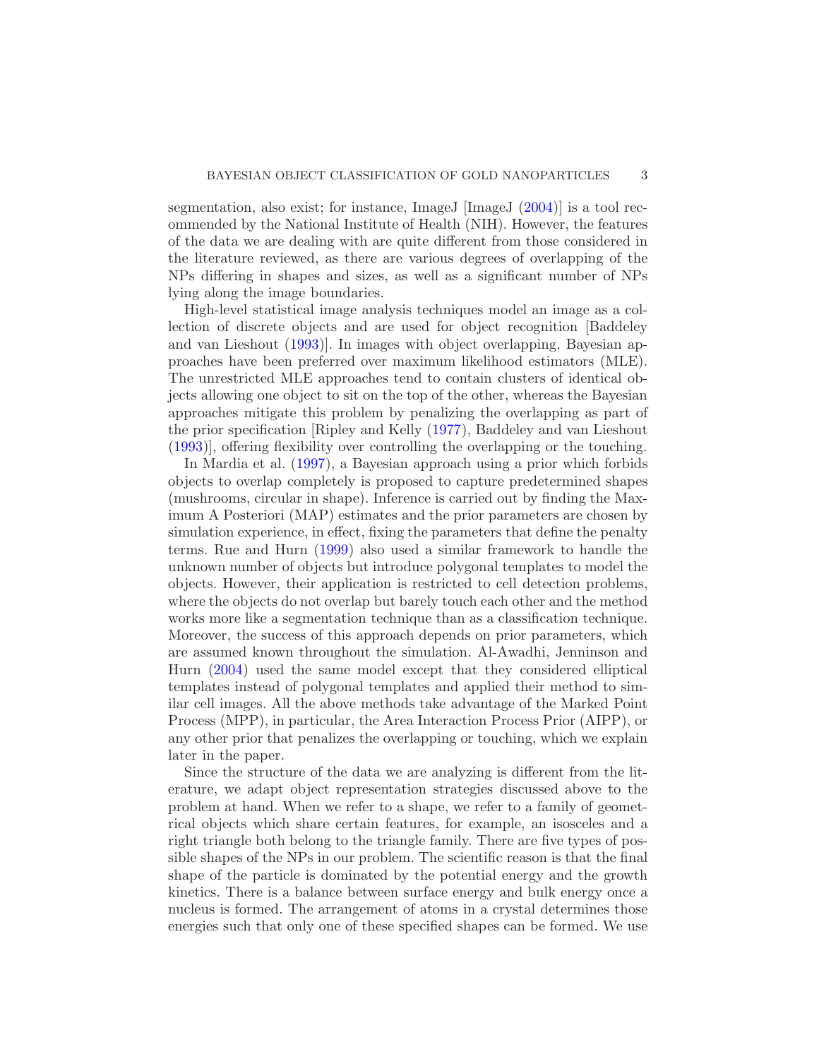segmentation, also exist; for instance, ImageJ [ImageJ (2004)] is a tool recommended by the National Institute of Health (NIH). However, the features of the data we are dealing with are quite different from those considered in the literature reviewed, as there are various degrees of overlapping of the NPs differing in shapes and sizes, as well as a significant number of NPs lying along the image boundaries.

High-level statistical image analysis techniques model an image as a collection of discrete objects and are used for object recognition [Baddeley and van Lieshout (1993)]. In images with object overlapping, Bayesian approaches have been preferred over maximum likelihood estimators (MLE). The unrestricted MLE approaches tend to contain clusters of identical objects allowing one object to sit on the top of the other, whereas the Bayesian approaches mitigate this problem by penalizing the overlapping as part of the prior specification [Ripley and Kelly (1977), Baddeley and van Lieshout (1993)], offering flexibility over controlling the overlapping or the touching.

In Mardia et al. (1997), a Bayesian approach using a prior which forbids objects to overlap completely is proposed to capture predetermined shapes (mushrooms, circular in shape). Inference is carried out by finding the Maximum A Posteriori (MAP) estimates and the prior parameters are chosen by simulation experience, in effect, fixing the parameters that define the penalty terms. Rue and Hurn (1999) also used a similar framework to handle the unknown number of objects but introduce polygonal templates to model the objects. However, their application is restricted to cell detection problems, where the objects do not overlap but barely touch each other and the method works more like a segmentation technique than as a classification technique. Moreover, the success of this approach depends on prior parameters, which are assumed known throughout the simulation. Al-Awadhi, Jenninson and Hurn (2004) used the same model except that they considered elliptical templates instead of polygonal templates and applied their method to similar cell images. All the above methods take advantage of the Marked Point Process (MPP), in particular, the Area Interaction Process Prior (AIPP), or any other prior that penalizes the overlapping or touching, which we explain later in the paper.

Since the structure of the data we are analyzing is different from the literature, we adapt object representation strategies discussed above to the problem at hand. When we refer to a shape, we refer to a family of geometrical objects which share certain features, for example, an isosceles and a right triangle both belong to the triangle family. There are five types of possible shapes of the NPs in our problem. The scientific reason is that the final shape of the particle is dominated by the potential energy and the growth kinetics. There is a balance between surface energy and bulk energy once a nucleus is formed. The arrangement of atoms in a crystal determines those energies such that only one of these specified shapes can be formed. We use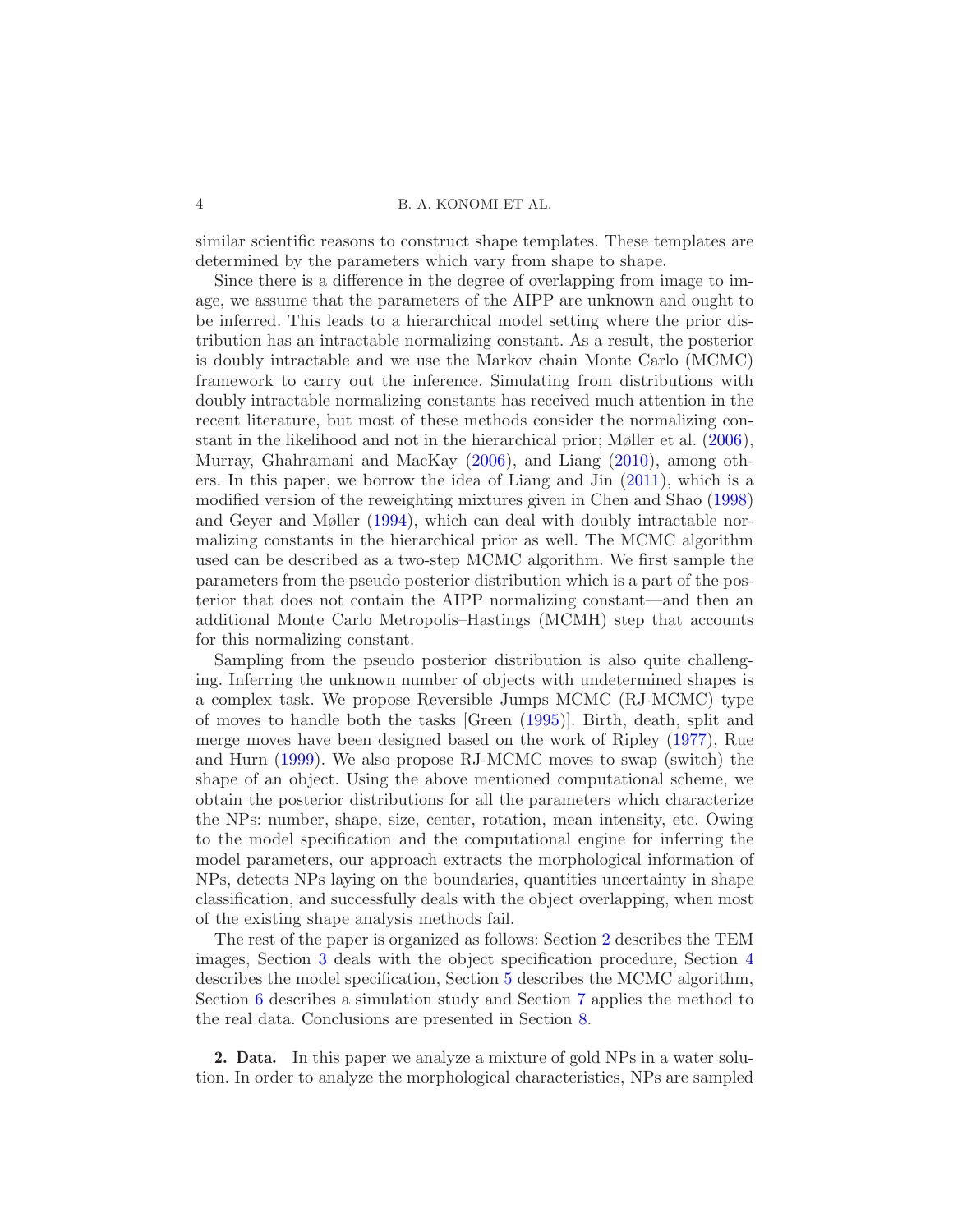similar scientific reasons to construct shape templates. These templates are determined by the parameters which vary from shape to shape.

Since there is a difference in the degree of overlapping from image to image, we assume that the parameters of the AIPP are unknown and ought to be inferred. This leads to a hierarchical model setting where the prior distribution has an intractable normalizing constant. As a result, the posterior is doubly intractable and we use the Markov chain Monte Carlo (MCMC) framework to carry out the inference. Simulating from distributions with doubly intractable normalizing constants has received much attention in the recent literature, but most of these methods consider the normalizing constant in the likelihood and not in the hierarchical prior; Møller et al. (2006), Murray, Ghahramani and MacKay (2006), and Liang (2010), among others. In this paper, we borrow the idea of Liang and Jin (2011), which is a modified version of the reweighting mixtures given in Chen and Shao (1998) and Geyer and Møller (1994), which can deal with doubly intractable normalizing constants in the hierarchical prior as well. The MCMC algorithm used can be described as a two-step MCMC algorithm. We first sample the parameters from the pseudo posterior distribution which is a part of the posterior that does not contain the AIPP normalizing constant—and then an additional Monte Carlo Metropolis–Hastings (MCMH) step that accounts for this normalizing constant.

Sampling from the pseudo posterior distribution is also quite challenging. Inferring the unknown number of objects with undetermined shapes is a complex task. We propose Reversible Jumps MCMC (RJ-MCMC) type of moves to handle both the tasks [Green (1995)]. Birth, death, split and merge moves have been designed based on the work of Ripley (1977), Rue and Hurn (1999). We also propose RJ-MCMC moves to swap (switch) the shape of an object. Using the above mentioned computational scheme, we obtain the posterior distributions for all the parameters which characterize the NPs: number, shape, size, center, rotation, mean intensity, etc. Owing to the model specification and the computational engine for inferring the model parameters, our approach extracts the morphological information of NPs, detects NPs laying on the boundaries, quantities uncertainty in shape classification, and successfully deals with the object overlapping, when most of the existing shape analysis methods fail.

The rest of the paper is organized as follows: Section 2 describes the TEM images, Section 3 deals with the object specification procedure, Section 4 describes the model specification, Section 5 describes the MCMC algorithm, Section 6 describes a simulation study and Section 7 applies the method to the real data. Conclusions are presented in Section 8.

## 2. Data.

In this paper we analyze a mixture of gold NPs in a water solution. In order to analyze the morphological characteristics, NPs are sampled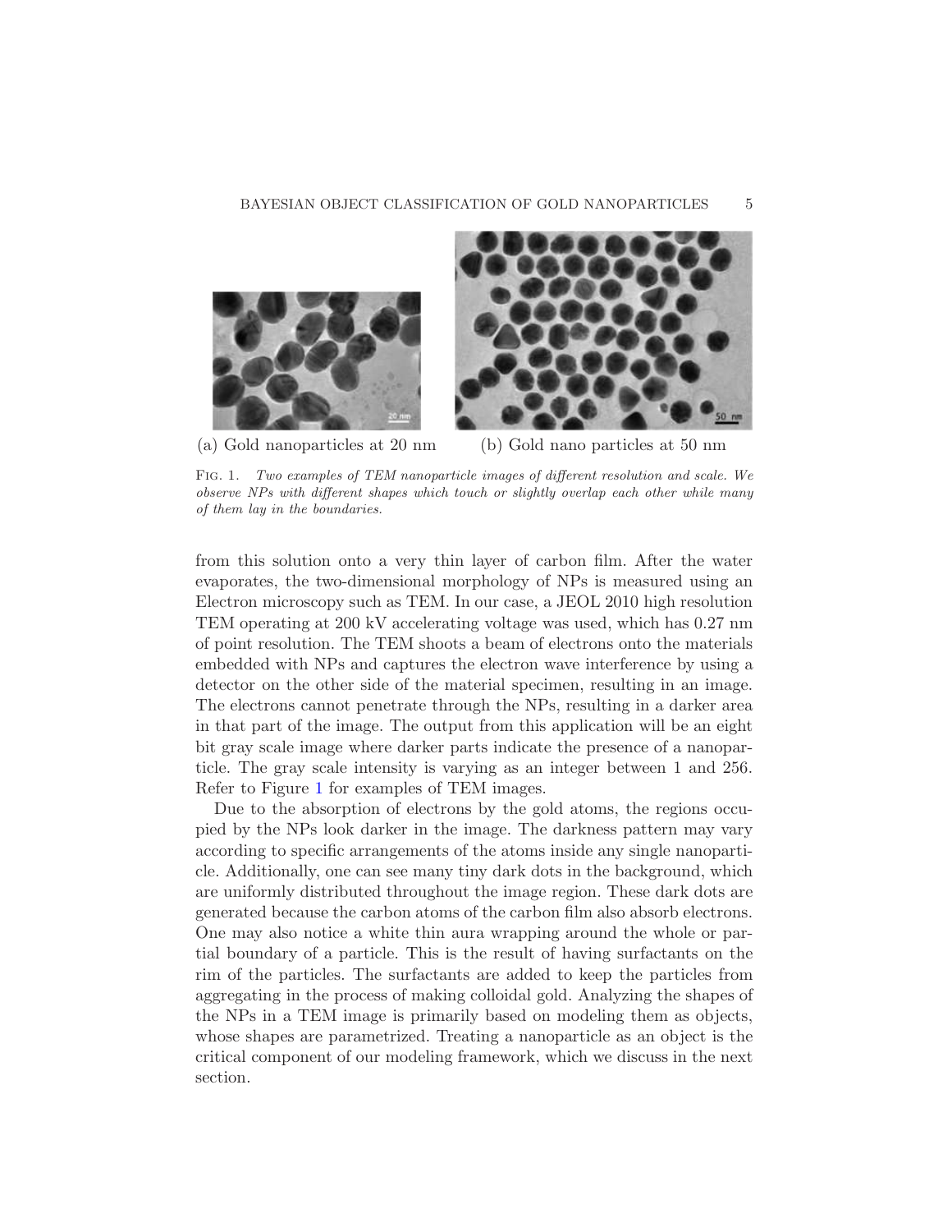(a) Gold nanoparticles at 20 nm

(b) Gold nano particles at 50 nm

Fig. 1. *Two examples of TEM nanoparticle images of different resolution and scale. We observe NPs with different shapes which touch or slightly overlap each other while many of them lay in the boundaries.*

from this solution onto a very thin layer of carbon film. After the water evaporates, the two-dimensional morphology of NPs is measured using an Electron microscopy such as TEM. In our case, a JEOL 2010 high resolution TEM operating at 200 kV accelerating voltage was used, which has 0.27 nm of point resolution. The TEM shoots a beam of electrons onto the materials embedded with NPs and captures the electron wave interference by using a detector on the other side of the material specimen, resulting in an image. The electrons cannot penetrate through the NPs, resulting in a darker area in that part of the image. The output from this application will be an eight bit gray scale image where darker parts indicate the presence of a nanoparticle. The gray scale intensity is varying as an integer between 1 and 256. Refer to Figure 1 for examples of TEM images.

Due to the absorption of electrons by the gold atoms, the regions occupied by the NPs look darker in the image. The darkness pattern may vary according to specific arrangements of the atoms inside any single nanoparticle. Additionally, one can see many tiny dark dots in the background, which are uniformly distributed throughout the image region. These dark dots are generated because the carbon atoms of the carbon film also absorb electrons. One may also notice a white thin aura wrapping around the whole or partial boundary of a particle. This is the result of having surfactants on the rim of the particles. The surfactants are added to keep the particles from aggregating in the process of making colloidal gold. Analyzing the shapes of the NPs in a TEM image is primarily based on modeling them as objects, whose shapes are parametrized. Treating a nanoparticle as an object is the critical component of our modeling framework, which we discuss in the next section.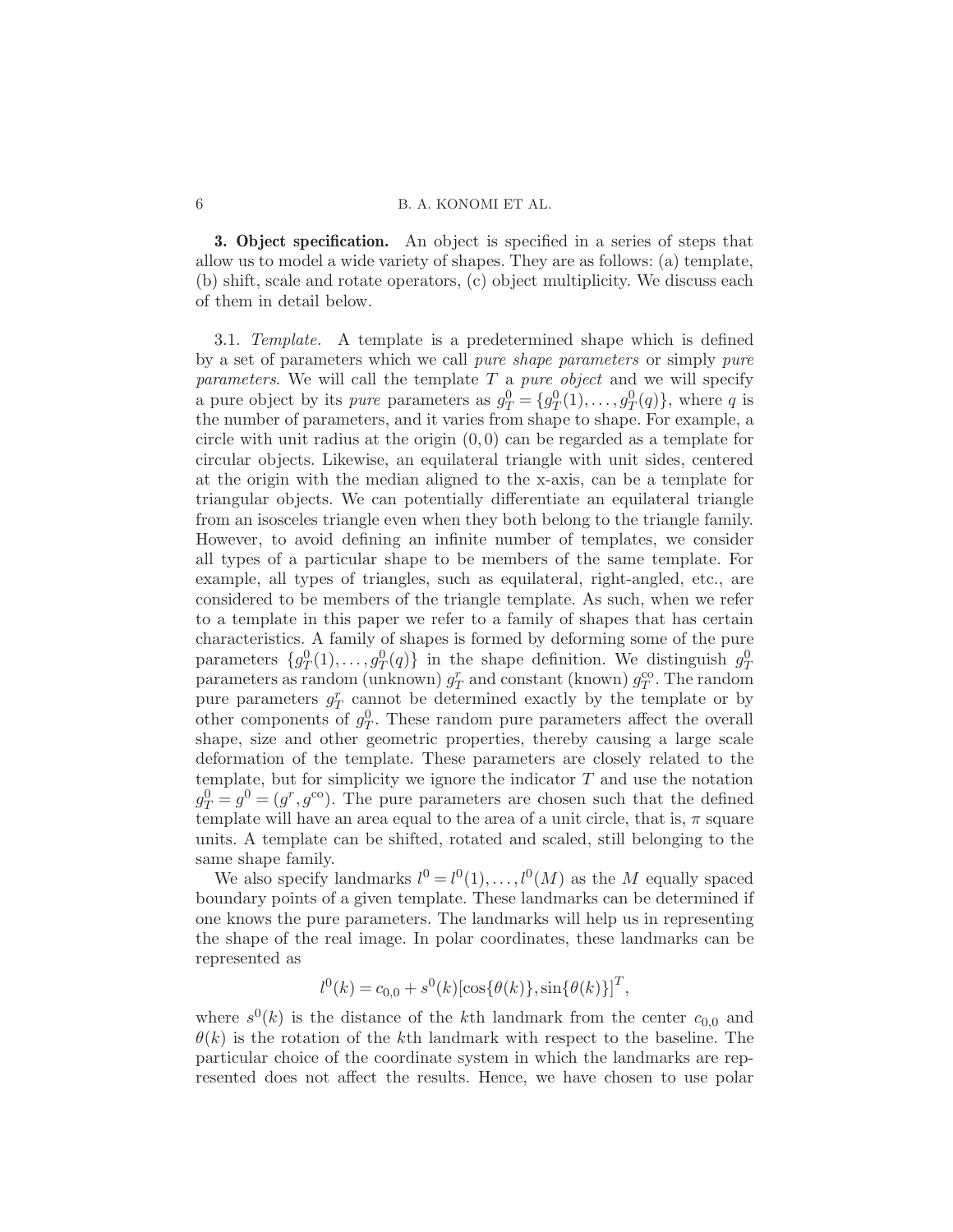**3. Object specification.** An object is specified in a series of steps that allow us to model a wide variety of shapes. They are as follows: (a) template, (b) shift, scale and rotate operators, (c) object multiplicity. We discuss each of them in detail below.

3.1. *Template.* A template is a predetermined shape which is defined by a set of parameters which we call *pure shape parameters* or simply *pure parameters*. We will call the template $T$ a *pure object* and we will specify a pure object by its *pure* parameters as $g_T^0 = \{g_T^0(1), \ldots, g_T^0(q)\}$, where $q$ is the number of parameters, and it varies from shape to shape. For example, a circle with unit radius at the origin $(0, 0)$ can be regarded as a template for circular objects. Likewise, an equilateral triangle with unit sides, centered at the origin with the median aligned to the x-axis, can be a template for triangular objects. We can potentially differentiate an equilateral triangle from an isosceles triangle even when they both belong to the triangle family. However, to avoid defining an infinite number of templates, we consider all types of a particular shape to be members of the same template. For example, all types of triangles, such as equilateral, right-angled, etc., are considered to be members of the triangle template. As such, when we refer to a template in this paper we refer to a family of shapes that has certain characteristics. A family of shapes is formed by deforming some of the pure parameters $\{g_T^0(1), \ldots, g_T^0(q)\}$ in the shape definition. We distinguish $g_T^0$ parameters as random (unknown) $g_T^r$ and constant (known) $g_T^{\mathrm{co}}$. The random pure parameters $g_T^r$ cannot be determined exactly by the template or by other components of $g_T^0$. These random pure parameters affect the overall shape, size and other geometric properties, thereby causing a large scale deformation of the template. These parameters are closely related to the template, but for simplicity we ignore the indicator $T$ and use the notation $g_T^0 = g^0 = (g^r, g^{\mathrm{co}})$. The pure parameters are chosen such that the defined template will have an area equal to the area of a unit circle, that is, $\pi$ square units. A template can be shifted, rotated and scaled, still belonging to the same shape family.

We also specify landmarks $l^0 = l^0(1), \ldots, l^0(M)$ as the $M$ equally spaced boundary points of a given template. These landmarks can be determined if one knows the pure parameters. The landmarks will help us in representing the shape of the real image. In polar coordinates, these landmarks can be represented as

$$l^0(k) = c_{0,0} + s^0(k)[\cos\{\theta(k)\}, \sin\{\theta(k)\}]^T,$$

where $s^0(k)$ is the distance of the $k$th landmark from the center $c_{0,0}$ and $\theta(k)$ is the rotation of the $k$th landmark with respect to the baseline. The particular choice of the coordinate system in which the landmarks are represented does not affect the results. Hence, we have chosen to use polar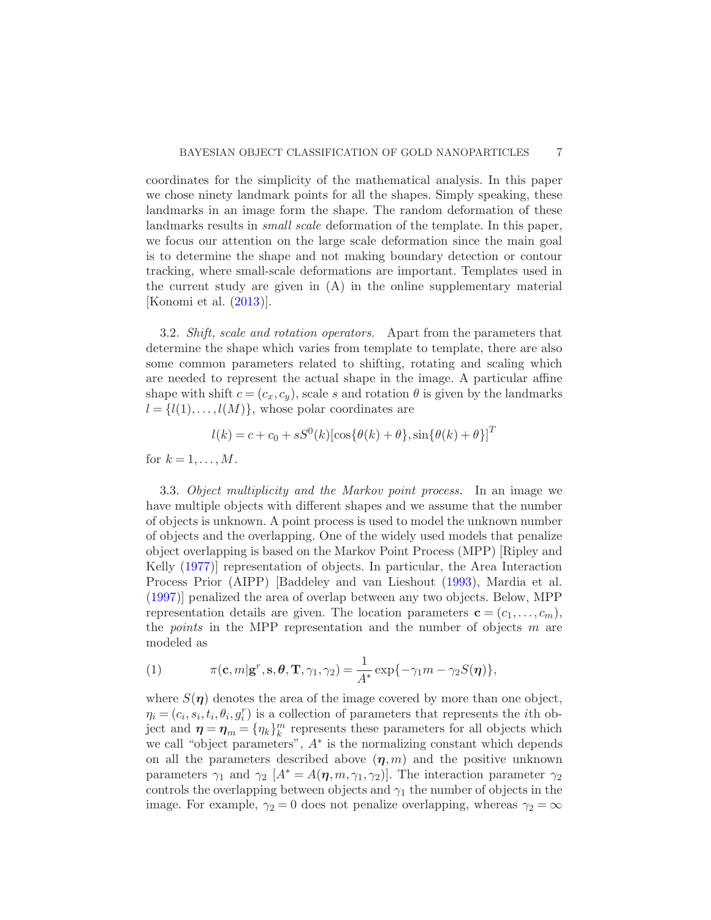coordinates for the simplicity of the mathematical analysis. In this paper we chose ninety landmark points for all the shapes. Simply speaking, these landmarks in an image form the shape. The random deformation of these landmarks results in *small scale* deformation of the template. In this paper, we focus our attention on the large scale deformation since the main goal is to determine the shape and not making boundary detection or contour tracking, where small-scale deformations are important. Templates used in the current study are given in (A) in the online supplementary material [Konomi et al. (2013)].

3.2. *Shift, scale and rotation operators.* Apart from the parameters that determine the shape which varies from template to template, there are also some common parameters related to shifting, rotating and scaling which are needed to represent the actual shape in the image. A particular affine shape with shift $c = (c_x, c_y)$, scale $s$ and rotation $\theta$ is given by the landmarks $l = \{l(1), \dots, l(M)\}$, whose polar coordinates are

$$l(k) = c + c_0 + sS^0(k)[\cos\{\theta(k) + \theta\}, \sin\{\theta(k) + \theta\}]^T$$

for $k = 1, \dots, M$.

3.3. *Object multiplicity and the Markov point process.* In an image we have multiple objects with different shapes and we assume that the number of objects is unknown. A point process is used to model the unknown number of objects and the overlapping. One of the widely used models that penalize object overlapping is based on the Markov Point Process (MPP) [Ripley and Kelly (1977)] representation of objects. In particular, the Area Interaction Process Prior (AIPP) [Baddeley and van Lieshout (1993), Mardia et al. (1997)] penalized the area of overlap between any two objects. Below, MPP representation details are given. The location parameters $\mathbf{c} = (c_1, \dots, c_m)$, the *points* in the MPP representation and the number of objects $m$ are modeled as

$$\pi(\mathbf{c}, m | \mathbf{g}^r, \mathbf{s}, \boldsymbol{\theta}, \mathbf{T}, \gamma_1, \gamma_2) = \frac{1}{A^*} \exp\{-\gamma_1 m - \gamma_2 S(\boldsymbol{\eta})\}, \tag{1}$$

where $S(\boldsymbol{\eta})$ denotes the area of the image covered by more than one object, $\eta_i = (c_i, s_i, t_i, \theta_i, g_i^r)$ is a collection of parameters that represents the $i$th object and $\boldsymbol{\eta} = \boldsymbol{\eta}_m = \{\eta_k\}_k^m$ represents these parameters for all objects which we call "object parameters", $A^*$ is the normalizing constant which depends on all the parameters described above $(\boldsymbol{\eta}, m)$ and the positive unknown parameters $\gamma_1$ and $\gamma_2$ $[A^* = A(\boldsymbol{\eta}, m, \gamma_1, \gamma_2)]$. The interaction parameter $\gamma_2$ controls the overlapping between objects and $\gamma_1$ the number of objects in the image. For example, $\gamma_2 = 0$ does not penalize overlapping, whereas $\gamma_2 = \infty$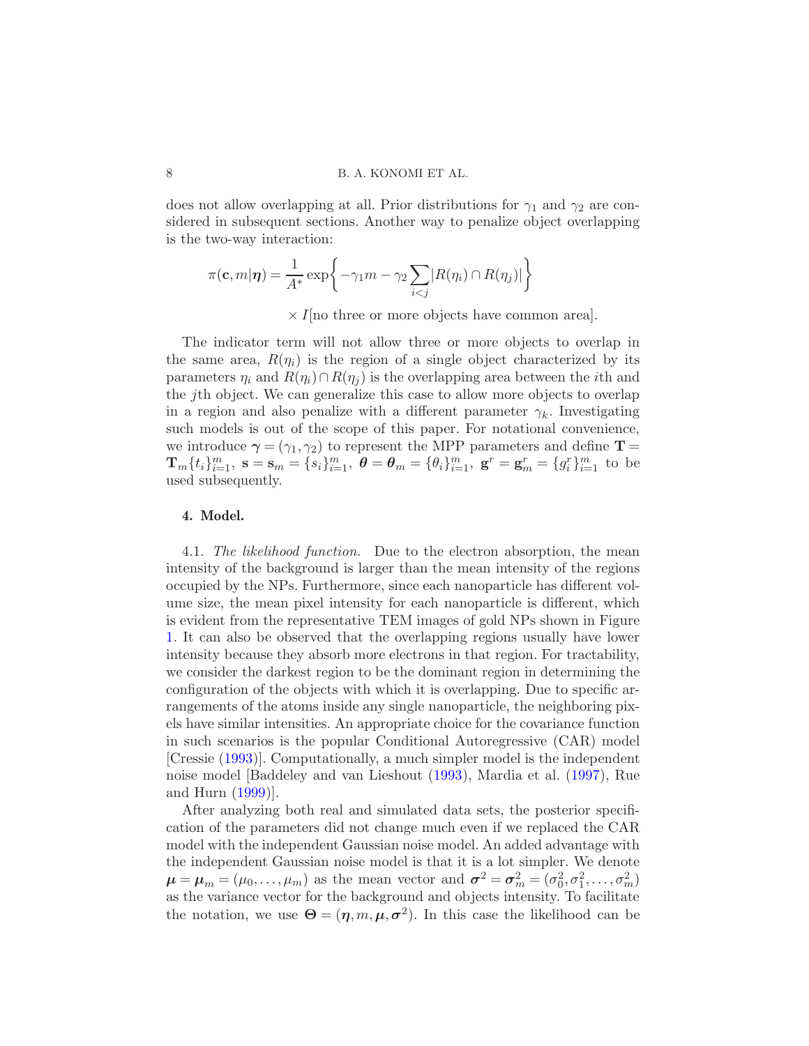does not allow overlapping at all. Prior distributions for $\gamma_1$ and $\gamma_2$ are considered in subsequent sections. Another way to penalize object overlapping is the two-way interaction:

$$\pi(\mathbf{c}, m|\boldsymbol{\eta}) = \frac{1}{A^*} \exp\left\{-\gamma_1 m - \gamma_2 \sum_{i<j} |R(\eta_i) \cap R(\eta_j)|\right\}$$

$$\times I[\text{no three or more objects have common area}].$$

The indicator term will not allow three or more objects to overlap in the same area, $R(\eta_i)$ is the region of a single object characterized by its parameters $\eta_i$ and $R(\eta_i) \cap R(\eta_j)$ is the overlapping area between the $i$th and the $j$th object. We can generalize this case to allow more objects to overlap in a region and also penalize with a different parameter $\gamma_k$. Investigating such models is out of the scope of this paper. For notational convenience, we introduce $\boldsymbol{\gamma} = (\gamma_1, \gamma_2)$ to represent the MPP parameters and define $\mathbf{T} = \mathbf{T}_m\{t_i\}_{i=1}^m$, $\mathbf{s} = \mathbf{s}_m = \{s_i\}_{i=1}^m$, $\boldsymbol{\theta} = \boldsymbol{\theta}_m = \{\theta_i\}_{i=1}^m$, $\mathbf{g}^r = \mathbf{g}^r_m = \{g^r_i\}_{i=1}^m$ to be used subsequently.

## 4. Model.

4.1. *The likelihood function.* Due to the electron absorption, the mean intensity of the background is larger than the mean intensity of the regions occupied by the NPs. Furthermore, since each nanoparticle has different volume size, the mean pixel intensity for each nanoparticle is different, which is evident from the representative TEM images of gold NPs shown in Figure 1. It can also be observed that the overlapping regions usually have lower intensity because they absorb more electrons in that region. For tractability, we consider the darkest region to be the dominant region in determining the configuration of the objects with which it is overlapping. Due to specific arrangements of the atoms inside any single nanoparticle, the neighboring pixels have similar intensities. An appropriate choice for the covariance function in such scenarios is the popular Conditional Autoregressive (CAR) model [Cressie (1993)]. Computationally, a much simpler model is the independent noise model [Baddeley and van Lieshout (1993), Mardia et al. (1997), Rue and Hurn (1999)].

After analyzing both real and simulated data sets, the posterior specification of the parameters did not change much even if we replaced the CAR model with the independent Gaussian noise model. An added advantage with the independent Gaussian noise model is that it is a lot simpler. We denote $\boldsymbol{\mu} = \boldsymbol{\mu}_m = (\mu_0, \ldots, \mu_m)$ as the mean vector and $\boldsymbol{\sigma}^2 = \boldsymbol{\sigma}^2_m = (\sigma^2_0, \sigma^2_1, \ldots, \sigma^2_m)$ as the variance vector for the background and objects intensity. To facilitate the notation, we use $\boldsymbol{\Theta} = (\boldsymbol{\eta}, m, \boldsymbol{\mu}, \boldsymbol{\sigma}^2)$. In this case the likelihood can be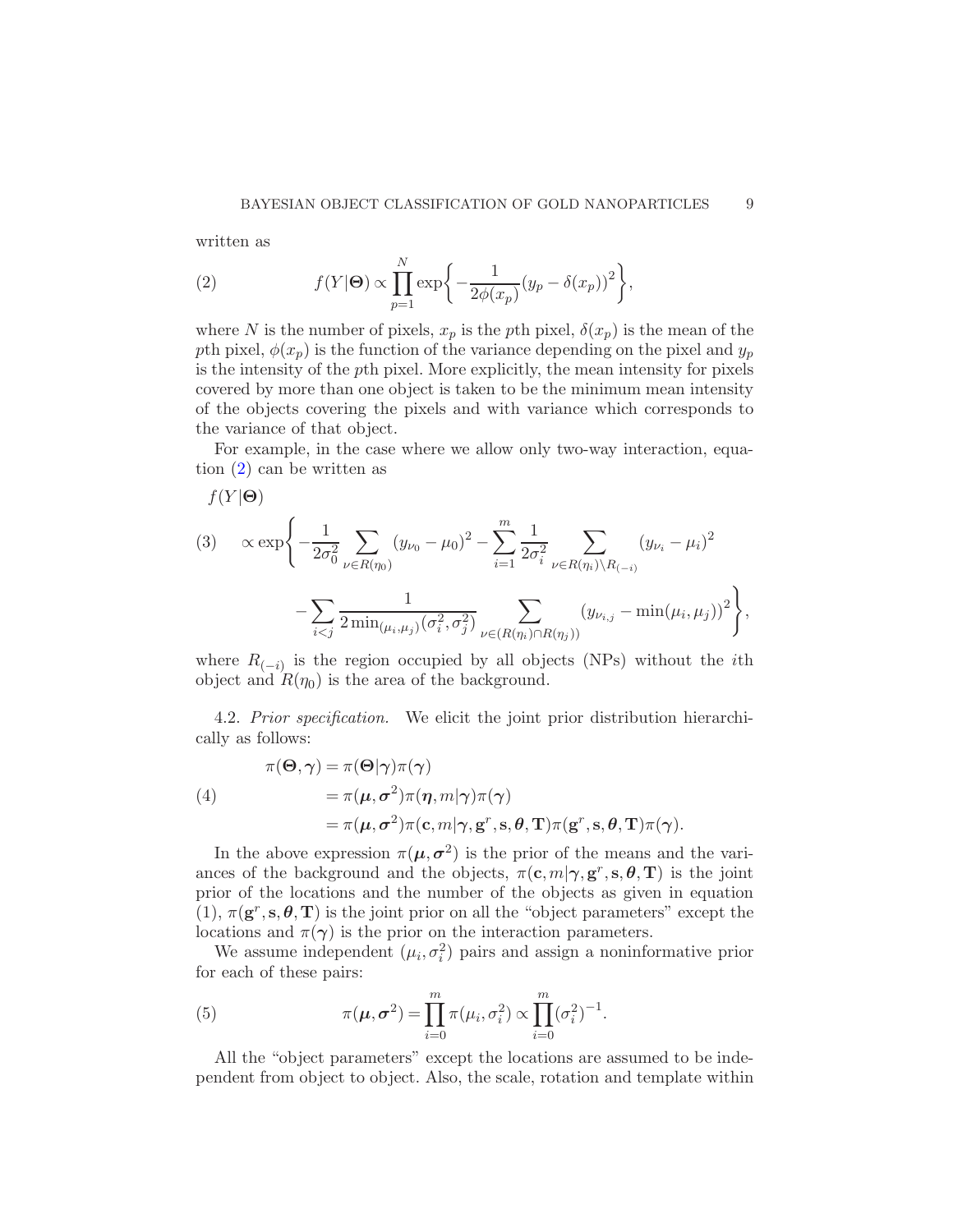written as

$$f(Y|\boldsymbol{\Theta}) \propto \prod_{p=1}^{N} \exp\left\{-\frac{1}{2\phi(x_p)}(y_p - \delta(x_p))^2\right\}, \tag{2}$$

where $N$ is the number of pixels, $x_p$ is the $p$th pixel, $\delta(x_p)$ is the mean of the $p$th pixel, $\phi(x_p)$ is the function of the variance depending on the pixel and $y_p$ is the intensity of the $p$th pixel. More explicitly, the mean intensity for pixels covered by more than one object is taken to be the minimum mean intensity of the objects covering the pixels and with variance which corresponds to the variance of that object.

For example, in the case where we allow only two-way interaction, equation (2) can be written as

$$\begin{aligned}
&f(Y|\boldsymbol{\Theta}) \\
&\quad \propto \exp\left\{-\frac{1}{2\sigma_0^2}\sum_{\nu \in R(\eta_0)}(y_{\nu_0} - \mu_0)^2 - \sum_{i=1}^{m}\frac{1}{2\sigma_i^2}\sum_{\nu \in R(\eta_i)\setminus R_{(-i)}}(y_{\nu_i} - \mu_i)^2\right. \\
&\qquad\qquad \left. - \sum_{i<j}\frac{1}{2\min_{(\mu_i,\mu_j)}(\sigma_i^2,\sigma_j^2)}\sum_{\nu \in (R(\eta_i)\cap R(\eta_j))}(y_{\nu_{i,j}} - \min(\mu_i,\mu_j))^2\right\},
\end{aligned} \tag{3}$$

where $R_{(-i)}$ is the region occupied by all objects (NPs) without the $i$th object and $R(\eta_0)$ is the area of the background.

4.2. *Prior specification.* We elicit the joint prior distribution hierarchically as follows:

$$\begin{aligned}
\pi(\boldsymbol{\Theta},\boldsymbol{\gamma}) &= \pi(\boldsymbol{\Theta}|\boldsymbol{\gamma})\pi(\boldsymbol{\gamma}) \\
&= \pi(\boldsymbol{\mu},\boldsymbol{\sigma}^2)\pi(\boldsymbol{\eta},m|\boldsymbol{\gamma})\pi(\boldsymbol{\gamma}) \\
&= \pi(\boldsymbol{\mu},\boldsymbol{\sigma}^2)\pi(\mathbf{c},m|\boldsymbol{\gamma},\mathbf{g}^r,\mathbf{s},\boldsymbol{\theta},\mathbf{T})\pi(\mathbf{g}^r,\mathbf{s},\boldsymbol{\theta},\mathbf{T})\pi(\boldsymbol{\gamma}).
\end{aligned} \tag{4}$$

In the above expression $\pi(\boldsymbol{\mu},\boldsymbol{\sigma}^2)$ is the prior of the means and the variances of the background and the objects, $\pi(\mathbf{c},m|\boldsymbol{\gamma},\mathbf{g}^r,\mathbf{s},\boldsymbol{\theta},\mathbf{T})$ is the joint prior of the locations and the number of the objects as given in equation (1), $\pi(\mathbf{g}^r,\mathbf{s},\boldsymbol{\theta},\mathbf{T})$ is the joint prior on all the "object parameters" except the locations and $\pi(\boldsymbol{\gamma})$ is the prior on the interaction parameters.

We assume independent $(\mu_i,\sigma_i^2)$ pairs and assign a noninformative prior for each of these pairs:

$$\pi(\boldsymbol{\mu},\boldsymbol{\sigma}^2) = \prod_{i=0}^{m}\pi(\mu_i,\sigma_i^2) \propto \prod_{i=0}^{m}(\sigma_i^2)^{-1}. \tag{5}$$

All the "object parameters" except the locations are assumed to be independent from object to object. Also, the scale, rotation and template within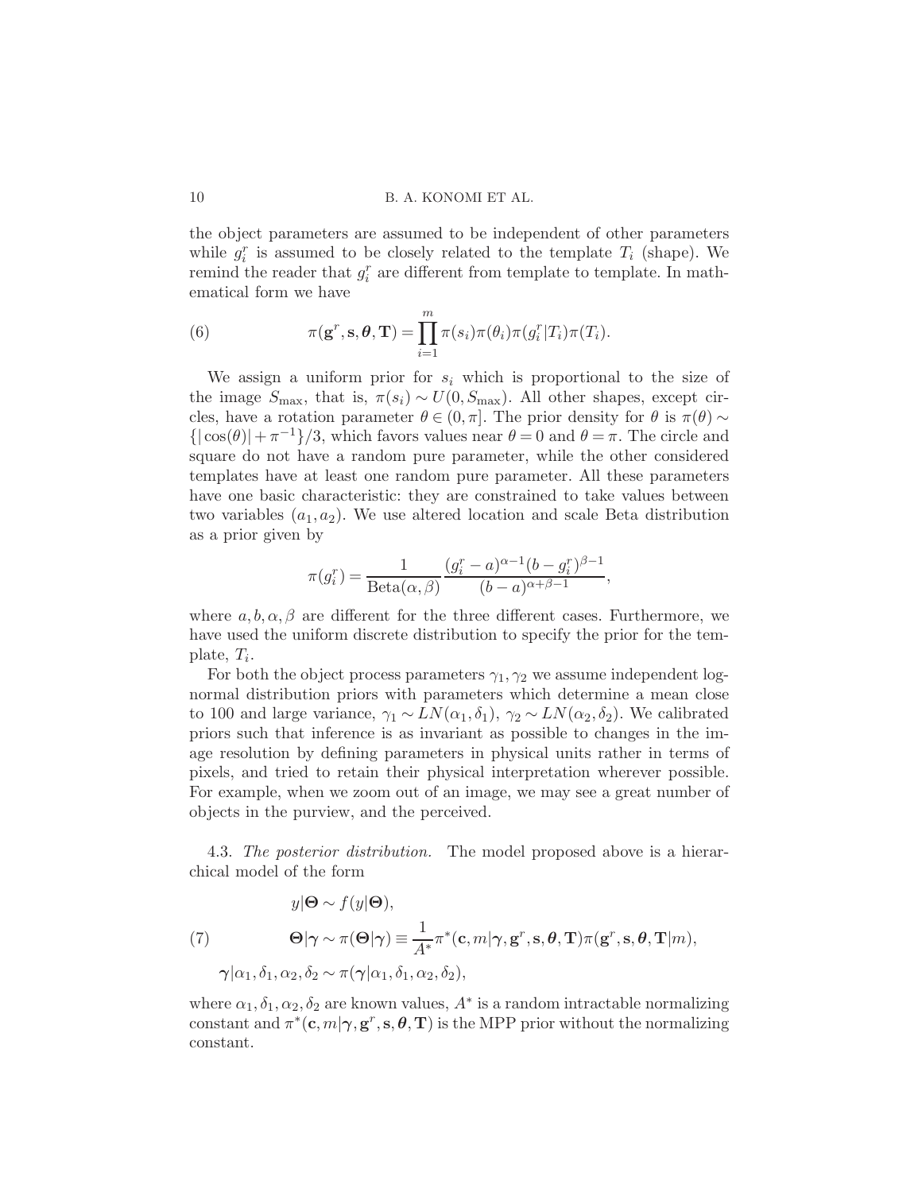the object parameters are assumed to be independent of other parameters while $g_i^r$ is assumed to be closely related to the template $T_i$ (shape). We remind the reader that $g_i^r$ are different from template to template. In mathematical form we have

$$\pi(\mathbf{g}^r, \mathbf{s}, \boldsymbol{\theta}, \mathbf{T}) = \prod_{i=1}^{m} \pi(s_i)\pi(\theta_i)\pi(g_i^r|T_i)\pi(T_i). \tag{6}$$

We assign a uniform prior for $s_i$ which is proportional to the size of the image $S_{\max}$, that is, $\pi(s_i) \sim U(0, S_{\max})$. All other shapes, except circles, have a rotation parameter $\theta \in (0, \pi]$. The prior density for $\theta$ is $\pi(\theta) \sim \{|\cos(\theta)| + \pi^{-1}\}/3$, which favors values near $\theta = 0$ and $\theta = \pi$. The circle and square do not have a random pure parameter, while the other considered templates have at least one random pure parameter. All these parameters have one basic characteristic: they are constrained to take values between two variables $(a_1, a_2)$. We use altered location and scale Beta distribution as a prior given by

$$\pi(g_i^r) = \frac{1}{\mathrm{Beta}(\alpha, \beta)} \frac{(g_i^r - a)^{\alpha-1}(b - g_i^r)^{\beta-1}}{(b-a)^{\alpha+\beta-1}},$$

where $a, b, \alpha, \beta$ are different for the three different cases. Furthermore, we have used the uniform discrete distribution to specify the prior for the template, $T_i$.

For both the object process parameters $\gamma_1, \gamma_2$ we assume independent log-normal distribution priors with parameters which determine a mean close to 100 and large variance, $\gamma_1 \sim LN(\alpha_1, \delta_1)$, $\gamma_2 \sim LN(\alpha_2, \delta_2)$. We calibrated priors such that inference is as invariant as possible to changes in the image resolution by defining parameters in physical units rather in terms of pixels, and tried to retain their physical interpretation wherever possible. For example, when we zoom out of an image, we may see a great number of objects in the purview, and the perceived.

### 4.3. *The posterior distribution.*

The model proposed above is a hierarchical model of the form

$$\begin{aligned}
y|\boldsymbol{\Theta} &\sim f(y|\boldsymbol{\Theta}), \\
\boldsymbol{\Theta}|\boldsymbol{\gamma} &\sim \pi(\boldsymbol{\Theta}|\boldsymbol{\gamma}) \equiv \frac{1}{A^*}\pi^*(\mathbf{c}, m|\boldsymbol{\gamma}, \mathbf{g}^r, \mathbf{s}, \boldsymbol{\theta}, \mathbf{T})\pi(\mathbf{g}^r, \mathbf{s}, \boldsymbol{\theta}, \mathbf{T}|m), \\
\boldsymbol{\gamma}|\alpha_1, \delta_1, \alpha_2, \delta_2 &\sim \pi(\boldsymbol{\gamma}|\alpha_1, \delta_1, \alpha_2, \delta_2),
\end{aligned} \tag{7}$$

where $\alpha_1, \delta_1, \alpha_2, \delta_2$ are known values, $A^*$ is a random intractable normalizing constant and $\pi^*(\mathbf{c}, m|\boldsymbol{\gamma}, \mathbf{g}^r, \mathbf{s}, \boldsymbol{\theta}, \mathbf{T})$ is the MPP prior without the normalizing constant.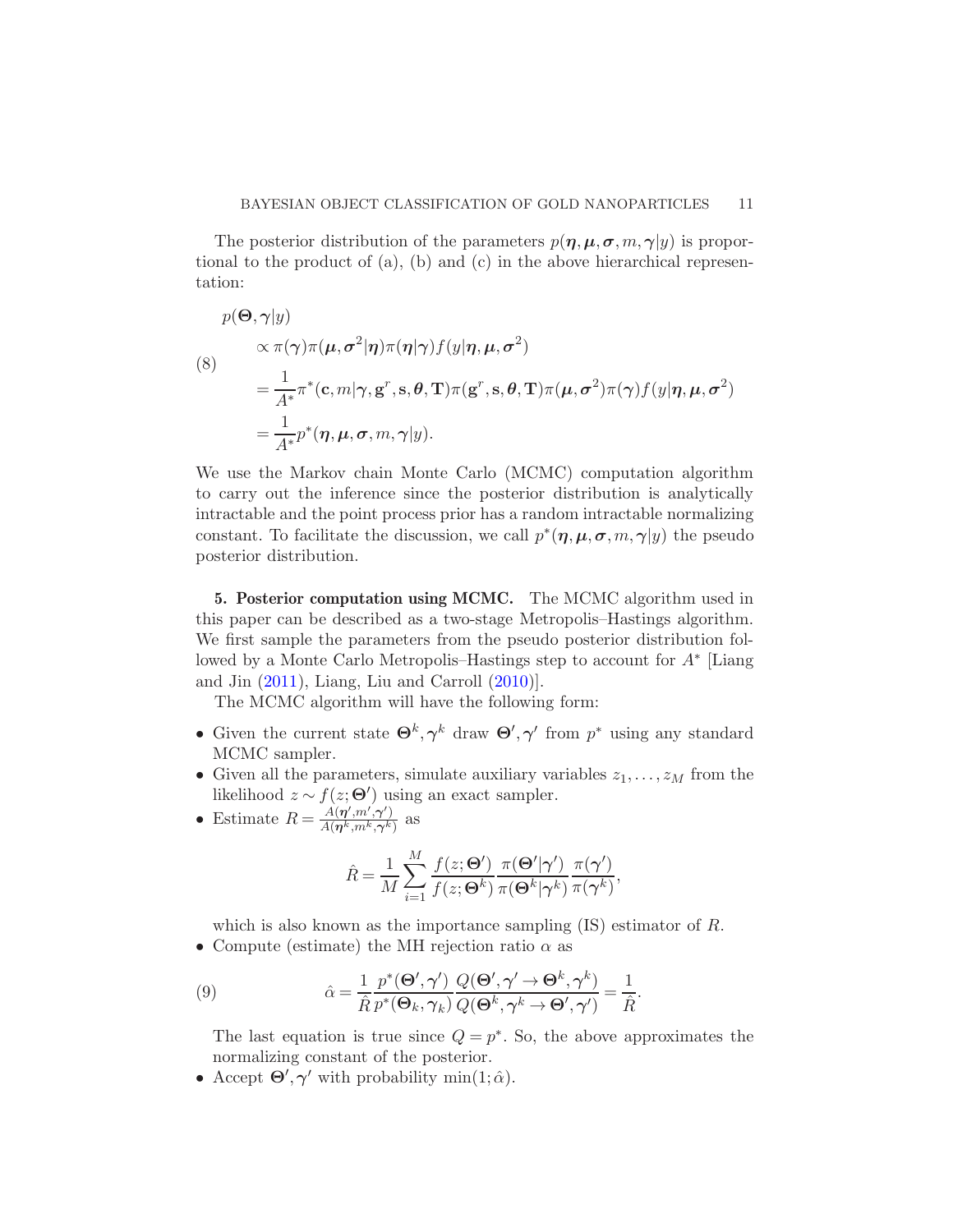The posterior distribution of the parameters $p(\boldsymbol{\eta}, \boldsymbol{\mu}, \boldsymbol{\sigma}, m, \boldsymbol{\gamma}|y)$ is proportional to the product of (a), (b) and (c) in the above hierarchical representation:

$$
\begin{aligned}
&p(\boldsymbol{\Theta}, \boldsymbol{\gamma}|y) \\
&\quad \propto \pi(\boldsymbol{\gamma})\pi(\boldsymbol{\mu}, \boldsymbol{\sigma}^2|\boldsymbol{\eta})\pi(\boldsymbol{\eta}|\boldsymbol{\gamma})f(y|\boldsymbol{\eta}, \boldsymbol{\mu}, \boldsymbol{\sigma}^2) \\
&\quad = \frac{1}{A^*}\pi^*(\mathbf{c}, m|\boldsymbol{\gamma}, \mathbf{g}^r, \mathbf{s}, \boldsymbol{\theta}, \mathbf{T})\pi(\mathbf{g}^r, \mathbf{s}, \boldsymbol{\theta}, \mathbf{T})\pi(\boldsymbol{\mu}, \boldsymbol{\sigma}^2)\pi(\boldsymbol{\gamma})f(y|\boldsymbol{\eta}, \boldsymbol{\mu}, \boldsymbol{\sigma}^2) \\
&\quad = \frac{1}{A^*}p^*(\boldsymbol{\eta}, \boldsymbol{\mu}, \boldsymbol{\sigma}, m, \boldsymbol{\gamma}|y).
\end{aligned} \tag{8}
$$

We use the Markov chain Monte Carlo (MCMC) computation algorithm to carry out the inference since the posterior distribution is analytically intractable and the point process prior has a random intractable normalizing constant. To facilitate the discussion, we call $p^*(\boldsymbol{\eta}, \boldsymbol{\mu}, \boldsymbol{\sigma}, m, \boldsymbol{\gamma}|y)$ the pseudo posterior distribution.

## 5. Posterior computation using MCMC.

The MCMC algorithm used in this paper can be described as a two-stage Metropolis–Hastings algorithm. We first sample the parameters from the pseudo posterior distribution followed by a Monte Carlo Metropolis–Hastings step to account for $A^*$ [Liang and Jin (2011), Liang, Liu and Carroll (2010)].

The MCMC algorithm will have the following form:

- Given the current state $\boldsymbol{\Theta}^k, \boldsymbol{\gamma}^k$ draw $\boldsymbol{\Theta}', \boldsymbol{\gamma}'$ from $p^*$ using any standard MCMC sampler.
- Given all the parameters, simulate auxiliary variables $z_1, \ldots, z_M$ from the likelihood $z \sim f(z; \boldsymbol{\Theta}')$ using an exact sampler.
- Estimate $R = \frac{A(\boldsymbol{\eta}', m', \boldsymbol{\gamma}')}{A(\boldsymbol{\eta}^k, m^k, \boldsymbol{\gamma}^k)}$ as

$$
\hat{R} = \frac{1}{M}\sum_{i=1}^{M} \frac{f(z; \boldsymbol{\Theta}')}{f(z; \boldsymbol{\Theta}^k)} \frac{\pi(\boldsymbol{\Theta}'|\boldsymbol{\gamma}')}{\pi(\boldsymbol{\Theta}^k|\boldsymbol{\gamma}^k)} \frac{\pi(\boldsymbol{\gamma}')}{\pi(\boldsymbol{\gamma}^k)},
$$

  which is also known as the importance sampling (IS) estimator of $R$.
- Compute (estimate) the MH rejection ratio $\alpha$ as

$$
\hat{\alpha} = \frac{1}{\hat{R}} \frac{p^*(\boldsymbol{\Theta}', \boldsymbol{\gamma}')}{p^*(\boldsymbol{\Theta}_k, \boldsymbol{\gamma}_k)} \frac{Q(\boldsymbol{\Theta}', \boldsymbol{\gamma}' \to \boldsymbol{\Theta}^k, \boldsymbol{\gamma}^k)}{Q(\boldsymbol{\Theta}^k, \boldsymbol{\gamma}^k \to \boldsymbol{\Theta}', \boldsymbol{\gamma}')} = \frac{1}{\hat{R}}. \tag{9}
$$

  The last equation is true since $Q = p^*$. So, the above approximates the normalizing constant of the posterior.
- Accept $\boldsymbol{\Theta}', \boldsymbol{\gamma}'$ with probability $\min(1; \hat{\alpha})$.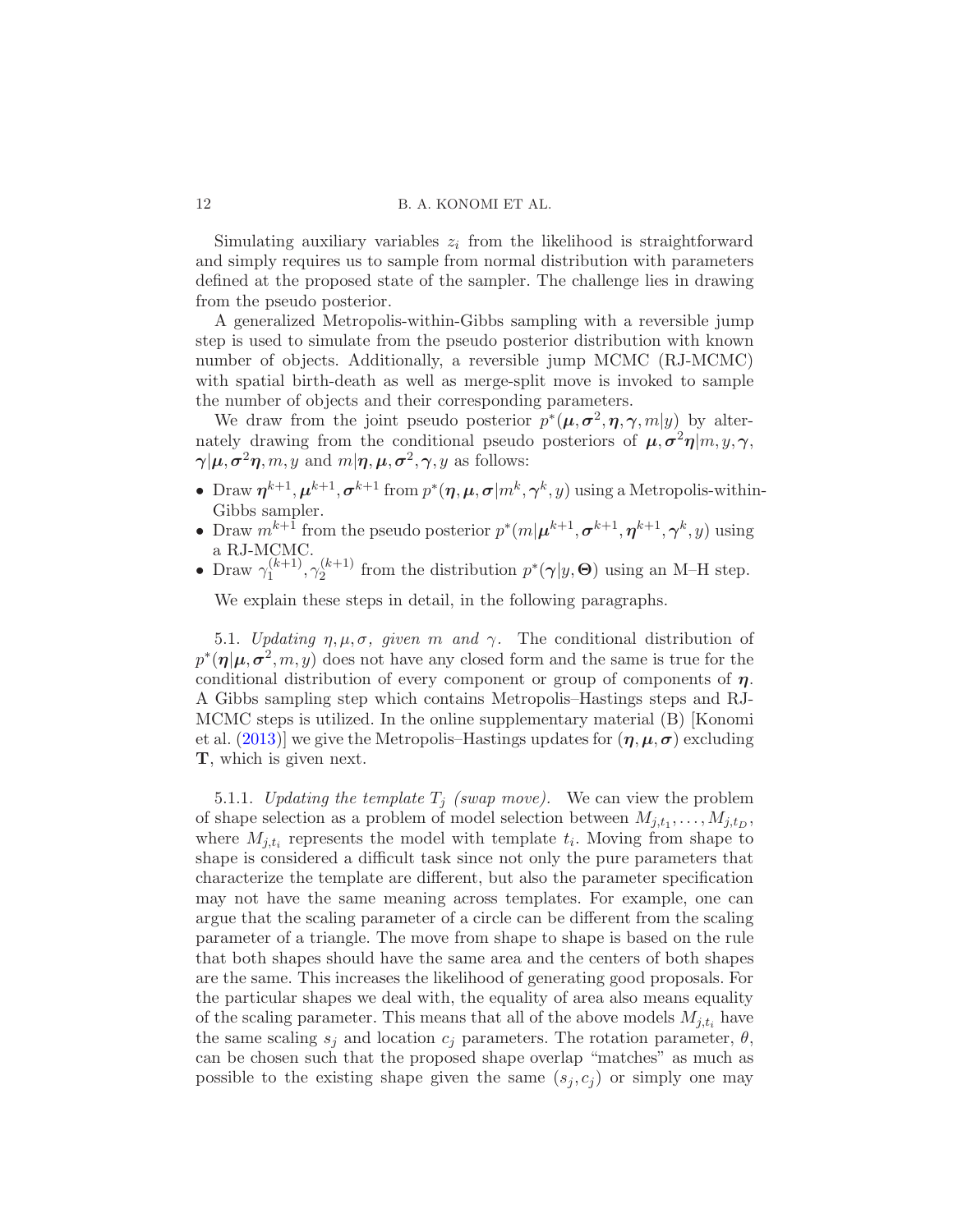Simulating auxiliary variables $z_i$ from the likelihood is straightforward and simply requires us to sample from normal distribution with parameters defined at the proposed state of the sampler. The challenge lies in drawing from the pseudo posterior.

A generalized Metropolis-within-Gibbs sampling with a reversible jump step is used to simulate from the pseudo posterior distribution with known number of objects. Additionally, a reversible jump MCMC (RJ-MCMC) with spatial birth-death as well as merge-split move is invoked to sample the number of objects and their corresponding parameters.

We draw from the joint pseudo posterior $p^*(\boldsymbol{\mu}, \boldsymbol{\sigma}^2, \boldsymbol{\eta}, \boldsymbol{\gamma}, m|y)$ by alternately drawing from the conditional pseudo posteriors of $\boldsymbol{\mu}, \boldsymbol{\sigma}^2\boldsymbol{\eta}|m, y, \boldsymbol{\gamma}$, $\boldsymbol{\gamma}|\boldsymbol{\mu}, \boldsymbol{\sigma}^2\boldsymbol{\eta}, m, y$ and $m|\boldsymbol{\eta}, \boldsymbol{\mu}, \boldsymbol{\sigma}^2, \boldsymbol{\gamma}, y$ as follows:

- Draw $\boldsymbol{\eta}^{k+1}, \boldsymbol{\mu}^{k+1}, \boldsymbol{\sigma}^{k+1}$ from $p^*(\boldsymbol{\eta}, \boldsymbol{\mu}, \boldsymbol{\sigma}|m^k, \boldsymbol{\gamma}^k, y)$ using a Metropolis-within-Gibbs sampler.
- Draw $m^{k+1}$ from the pseudo posterior $p^*(m|\boldsymbol{\mu}^{k+1}, \boldsymbol{\sigma}^{k+1}, \boldsymbol{\eta}^{k+1}, \boldsymbol{\gamma}^k, y)$ using a RJ-MCMC.
- Draw $\gamma_1^{(k+1)}, \gamma_2^{(k+1)}$ from the distribution $p^*(\boldsymbol{\gamma}|y, \boldsymbol{\Theta})$ using an M–H step.

We explain these steps in detail, in the following paragraphs.

5.1. *Updating $\eta, \mu, \sigma$, given $m$ and $\gamma$.* The conditional distribution of $p^*(\boldsymbol{\eta}|\boldsymbol{\mu}, \boldsymbol{\sigma}^2, m, y)$ does not have any closed form and the same is true for the conditional distribution of every component or group of components of $\boldsymbol{\eta}$. A Gibbs sampling step which contains Metropolis–Hastings steps and RJ-MCMC steps is utilized. In the online supplementary material (B) [Konomi et al. (2013)] we give the Metropolis–Hastings updates for $(\boldsymbol{\eta}, \boldsymbol{\mu}, \boldsymbol{\sigma})$ excluding $\mathbf{T}$, which is given next.

5.1.1. *Updating the template $T_j$ (swap move).* We can view the problem of shape selection as a problem of model selection between $M_{j,t_1}, \dots, M_{j,t_D}$, where $M_{j,t_i}$ represents the model with template $t_i$. Moving from shape to shape is considered a difficult task since not only the pure parameters that characterize the template are different, but also the parameter specification may not have the same meaning across templates. For example, one can argue that the scaling parameter of a circle can be different from the scaling parameter of a triangle. The move from shape to shape is based on the rule that both shapes should have the same area and the centers of both shapes are the same. This increases the likelihood of generating good proposals. For the particular shapes we deal with, the equality of area also means equality of the scaling parameter. This means that all of the above models $M_{j,t_i}$ have the same scaling $s_j$ and location $c_j$ parameters. The rotation parameter, $\theta$, can be chosen such that the proposed shape overlap "matches" as much as possible to the existing shape given the same $(s_j, c_j)$ or simply one may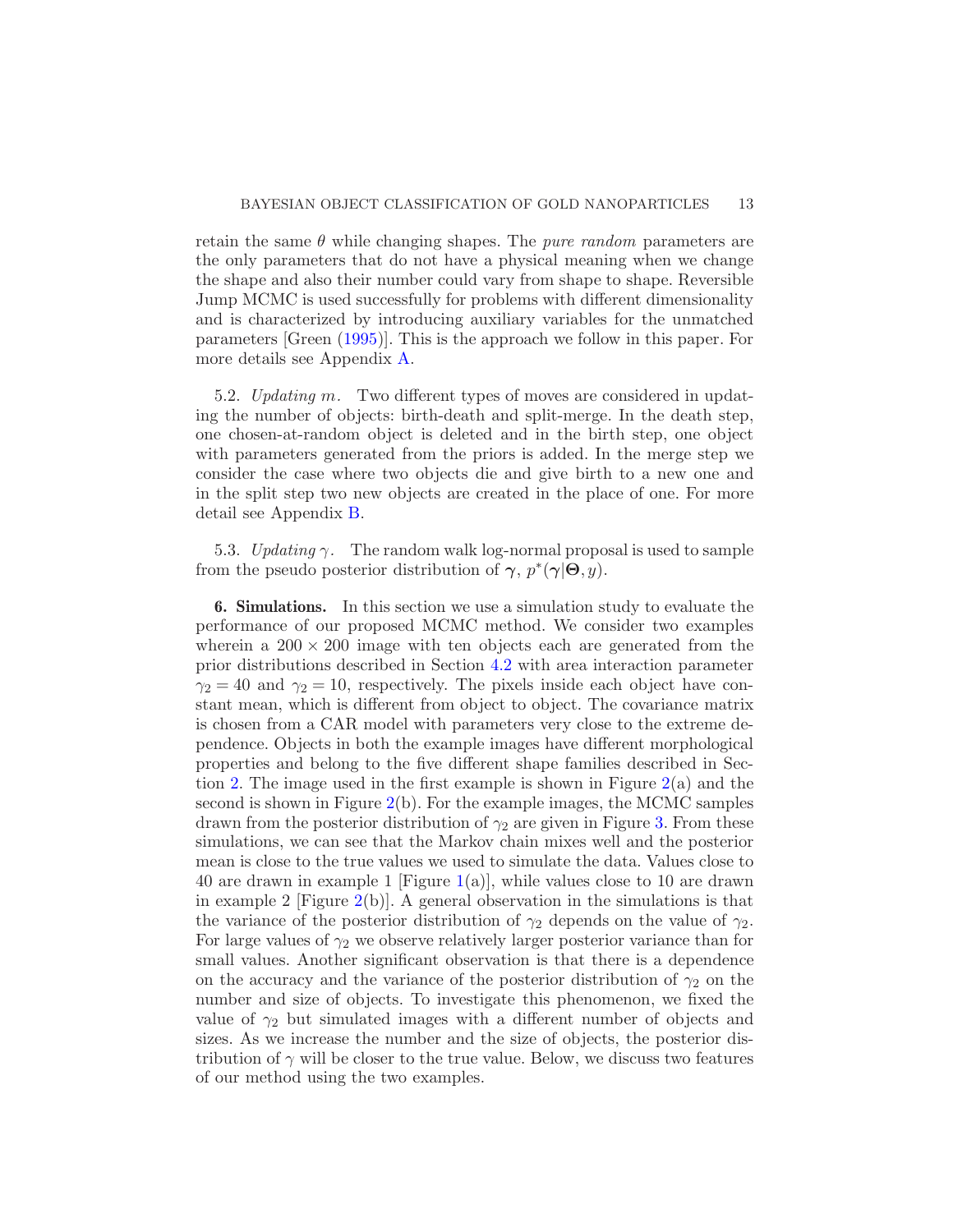retain the same $\theta$ while changing shapes. The *pure random* parameters are the only parameters that do not have a physical meaning when we change the shape and also their number could vary from shape to shape. Reversible Jump MCMC is used successfully for problems with different dimensionality and is characterized by introducing auxiliary variables for the unmatched parameters [Green (1995)]. This is the approach we follow in this paper. For more details see Appendix A.

5.2. *Updating $m$.* Two different types of moves are considered in updating the number of objects: birth-death and split-merge. In the death step, one chosen-at-random object is deleted and in the birth step, one object with parameters generated from the priors is added. In the merge step we consider the case where two objects die and give birth to a new one and in the split step two new objects are created in the place of one. For more detail see Appendix B.

5.3. *Updating $\gamma$.* The random walk log-normal proposal is used to sample from the pseudo posterior distribution of $\boldsymbol{\gamma}$, $p^*(\boldsymbol{\gamma}|\boldsymbol{\Theta}, y)$.

**6. Simulations.** In this section we use a simulation study to evaluate the performance of our proposed MCMC method. We consider two examples wherein a $200 \times 200$ image with ten objects each are generated from the prior distributions described in Section 4.2 with area interaction parameter $\gamma_2 = 40$ and $\gamma_2 = 10$, respectively. The pixels inside each object have constant mean, which is different from object to object. The covariance matrix is chosen from a CAR model with parameters very close to the extreme dependence. Objects in both the example images have different morphological properties and belong to the five different shape families described in Section 2. The image used in the first example is shown in Figure 2(a) and the second is shown in Figure 2(b). For the example images, the MCMC samples drawn from the posterior distribution of $\gamma_2$ are given in Figure 3. From these simulations, we can see that the Markov chain mixes well and the posterior mean is close to the true values we used to simulate the data. Values close to 40 are drawn in example 1 [Figure 1(a)], while values close to 10 are drawn in example 2 [Figure 2(b)]. A general observation in the simulations is that the variance of the posterior distribution of $\gamma_2$ depends on the value of $\gamma_2$. For large values of $\gamma_2$ we observe relatively larger posterior variance than for small values. Another significant observation is that there is a dependence on the accuracy and the variance of the posterior distribution of $\gamma_2$ on the number and size of objects. To investigate this phenomenon, we fixed the value of $\gamma_2$ but simulated images with a different number of objects and sizes. As we increase the number and the size of objects, the posterior distribution of $\gamma$ will be closer to the true value. Below, we discuss two features of our method using the two examples.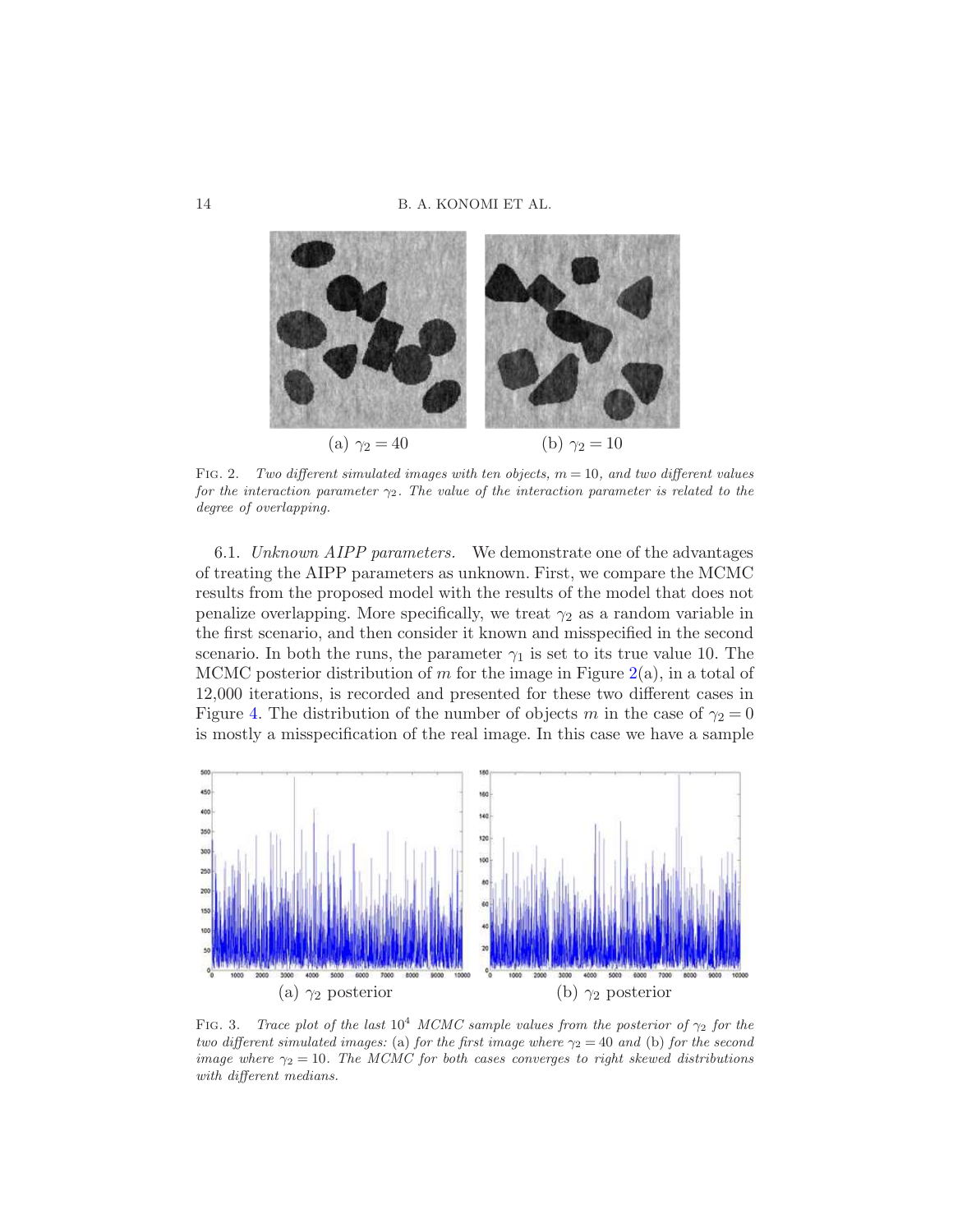(a) $\gamma_2 = 40$ (b) $\gamma_2 = 10$

FIG. 2. *Two different simulated images with ten objects, $m = 10$, and two different values for the interaction parameter $\gamma_2$. The value of the interaction parameter is related to the degree of overlapping.*

6.1. *Unknown AIPP parameters.* We demonstrate one of the advantages of treating the AIPP parameters as unknown. First, we compare the MCMC results from the proposed model with the results of the model that does not penalize overlapping. More specifically, we treat $\gamma_2$ as a random variable in the first scenario, and then consider it known and misspecified in the second scenario. In both the runs, the parameter $\gamma_1$ is set to its true value 10. The MCMC posterior distribution of $m$ for the image in Figure 2(a), in a total of 12,000 iterations, is recorded and presented for these two different cases in Figure 4. The distribution of the number of objects $m$ in the case of $\gamma_2 = 0$ is mostly a misspecification of the real image. In this case we have a sample

(a) $\gamma_2$ posterior (b) $\gamma_2$ posterior

FIG. 3. *Trace plot of the last $10^4$ MCMC sample values from the posterior of $\gamma_2$ for the two different simulated images:* (a) *for the first image where $\gamma_2 = 40$ and* (b) *for the second image where $\gamma_2 = 10$. The MCMC for both cases converges to right skewed distributions with different medians.*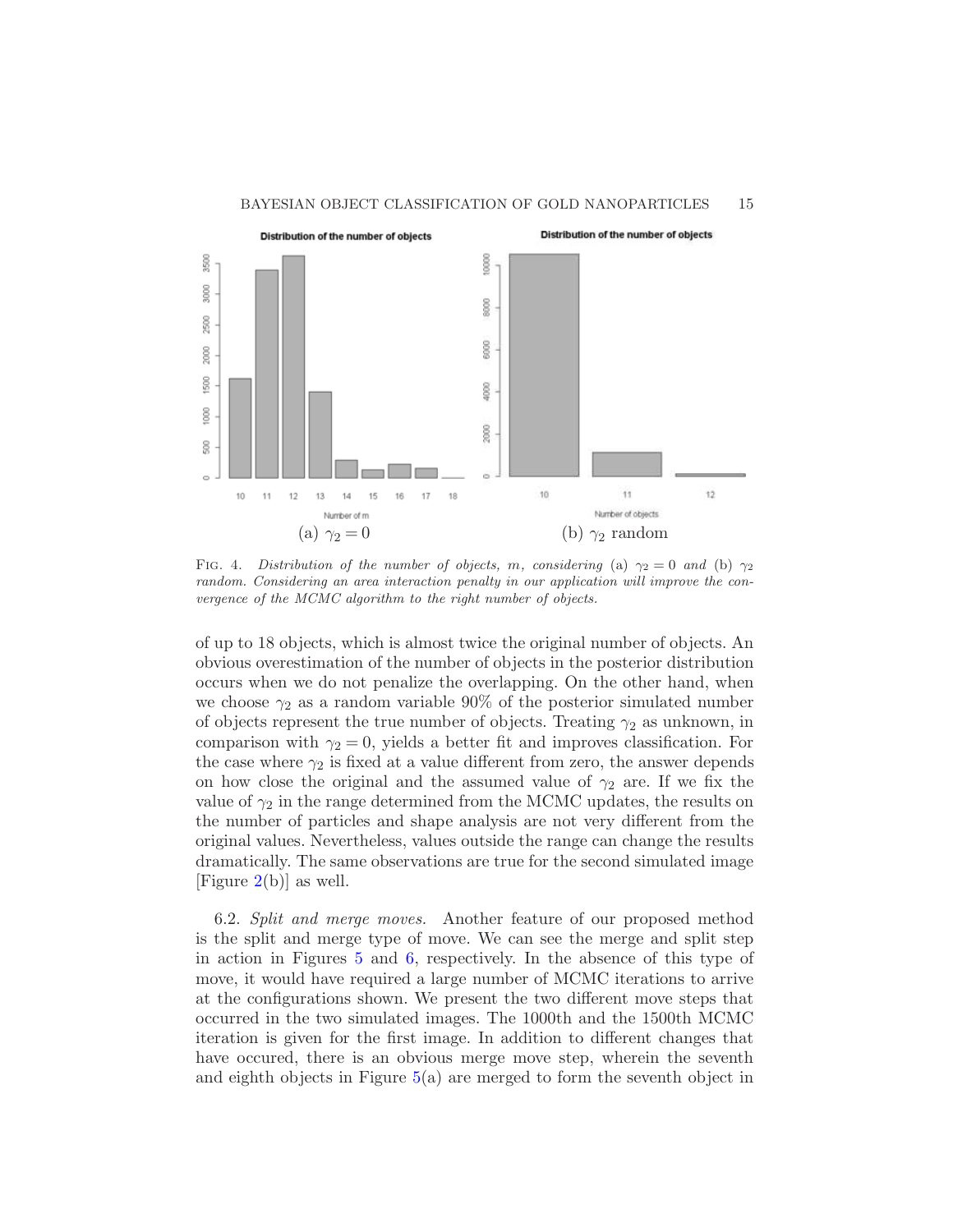(a) $\gamma_2 = 0$ (b) $\gamma_2$ random

FIG. 4. *Distribution of the number of objects, $m$, considering* (a) $\gamma_2 = 0$ *and* (b) $\gamma_2$ *random. Considering an area interaction penalty in our application will improve the convergence of the MCMC algorithm to the right number of objects.*

of up to 18 objects, which is almost twice the original number of objects. An obvious overestimation of the number of objects in the posterior distribution occurs when we do not penalize the overlapping. On the other hand, when we choose $\gamma_2$ as a random variable 90% of the posterior simulated number of objects represent the true number of objects. Treating $\gamma_2$ as unknown, in comparison with $\gamma_2 = 0$, yields a better fit and improves classification. For the case where $\gamma_2$ is fixed at a value different from zero, the answer depends on how close the original and the assumed value of $\gamma_2$ are. If we fix the value of $\gamma_2$ in the range determined from the MCMC updates, the results on the number of particles and shape analysis are not very different from the original values. Nevertheless, values outside the range can change the results dramatically. The same observations are true for the second simulated image [Figure 2(b)] as well.

6.2. *Split and merge moves.* Another feature of our proposed method is the split and merge type of move. We can see the merge and split step in action in Figures 5 and 6, respectively. In the absence of this type of move, it would have required a large number of MCMC iterations to arrive at the configurations shown. We present the two different move steps that occurred in the two simulated images. The 1000th and the 1500th MCMC iteration is given for the first image. In addition to different changes that have occured, there is an obvious merge move step, wherein the seventh and eighth objects in Figure 5(a) are merged to form the seventh object in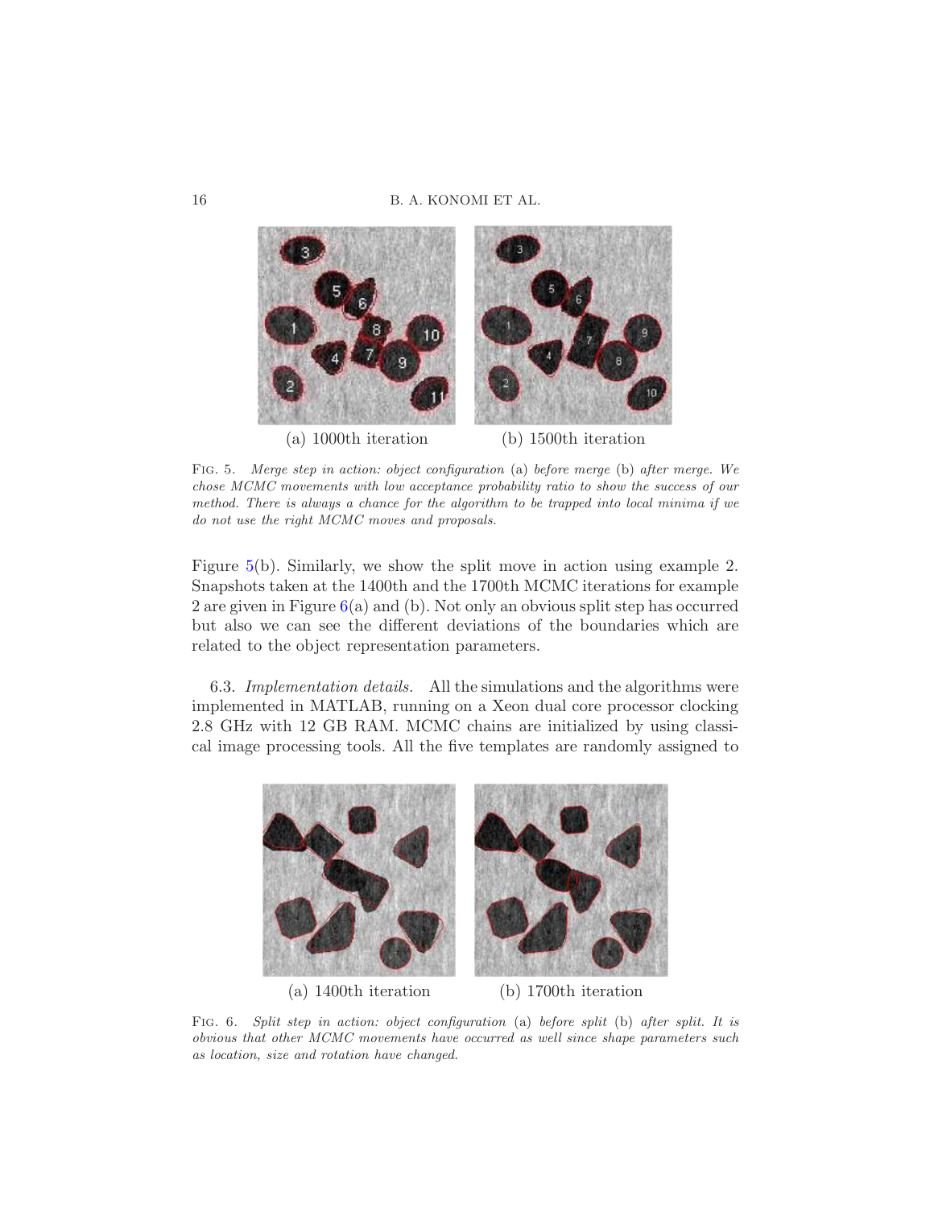(a) 1000th iteration (b) 1500th iteration

Fig. 5. *Merge step in action: object configuration* (a) *before merge* (b) *after merge. We chose MCMC movements with low acceptance probability ratio to show the success of our method. There is always a chance for the algorithm to be trapped into local minima if we do not use the right MCMC moves and proposals.*

Figure 5(b). Similarly, we show the split move in action using example 2. Snapshots taken at the 1400th and the 1700th MCMC iterations for example 2 are given in Figure 6(a) and (b). Not only an obvious split step has occurred but also we can see the different deviations of the boundaries which are related to the object representation parameters.

6.3. *Implementation details.* All the simulations and the algorithms were implemented in MATLAB, running on a Xeon dual core processor clocking 2.8 GHz with 12 GB RAM. MCMC chains are initialized by using classical image processing tools. All the five templates are randomly assigned to

(a) 1400th iteration (b) 1700th iteration

Fig. 6. *Split step in action: object configuration* (a) *before split* (b) *after split. It is obvious that other MCMC movements have occurred as well since shape parameters such as location, size and rotation have changed.*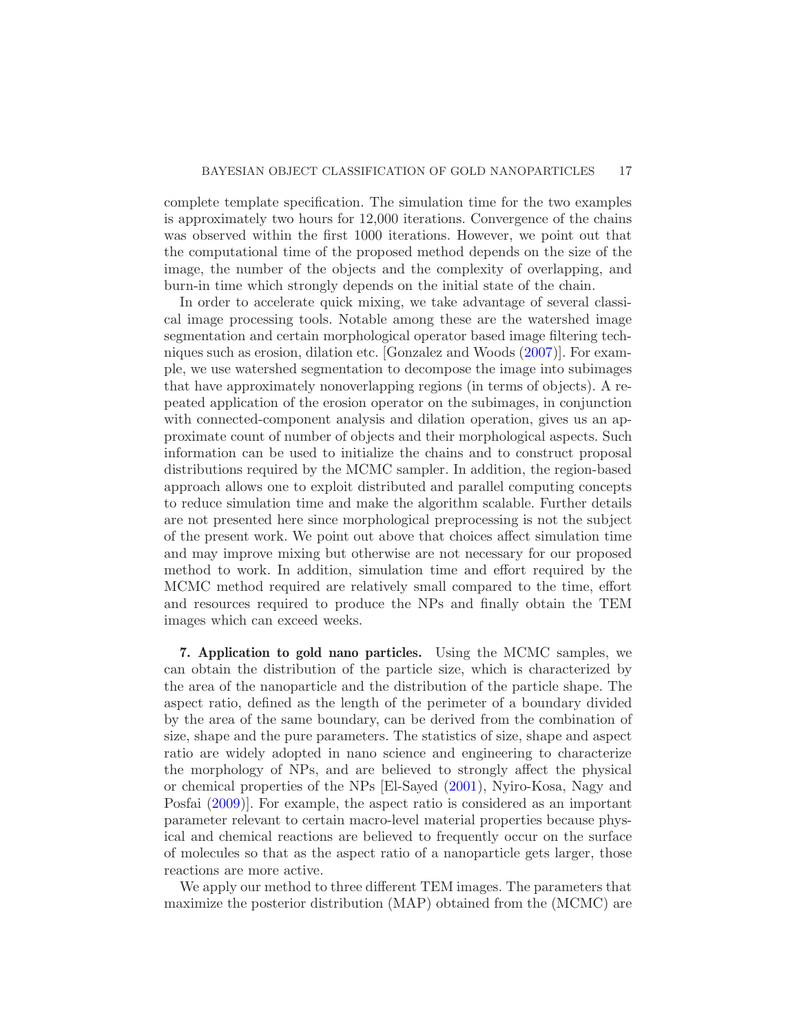complete template specification. The simulation time for the two examples is approximately two hours for 12,000 iterations. Convergence of the chains was observed within the first 1000 iterations. However, we point out that the computational time of the proposed method depends on the size of the image, the number of the objects and the complexity of overlapping, and burn-in time which strongly depends on the initial state of the chain.

In order to accelerate quick mixing, we take advantage of several classical image processing tools. Notable among these are the watershed image segmentation and certain morphological operator based image filtering techniques such as erosion, dilation etc. [Gonzalez and Woods (2007)]. For example, we use watershed segmentation to decompose the image into subimages that have approximately nonoverlapping regions (in terms of objects). A repeated application of the erosion operator on the subimages, in conjunction with connected-component analysis and dilation operation, gives us an approximate count of number of objects and their morphological aspects. Such information can be used to initialize the chains and to construct proposal distributions required by the MCMC sampler. In addition, the region-based approach allows one to exploit distributed and parallel computing concepts to reduce simulation time and make the algorithm scalable. Further details are not presented here since morphological preprocessing is not the subject of the present work. We point out above that choices affect simulation time and may improve mixing but otherwise are not necessary for our proposed method to work. In addition, simulation time and effort required by the MCMC method required are relatively small compared to the time, effort and resources required to produce the NPs and finally obtain the TEM images which can exceed weeks.

**7. Application to gold nano particles.** Using the MCMC samples, we can obtain the distribution of the particle size, which is characterized by the area of the nanoparticle and the distribution of the particle shape. The aspect ratio, defined as the length of the perimeter of a boundary divided by the area of the same boundary, can be derived from the combination of size, shape and the pure parameters. The statistics of size, shape and aspect ratio are widely adopted in nano science and engineering to characterize the morphology of NPs, and are believed to strongly affect the physical or chemical properties of the NPs [El-Sayed (2001), Nyiro-Kosa, Nagy and Posfai (2009)]. For example, the aspect ratio is considered as an important parameter relevant to certain macro-level material properties because physical and chemical reactions are believed to frequently occur on the surface of molecules so that as the aspect ratio of a nanoparticle gets larger, those reactions are more active.

We apply our method to three different TEM images. The parameters that maximize the posterior distribution (MAP) obtained from the (MCMC) are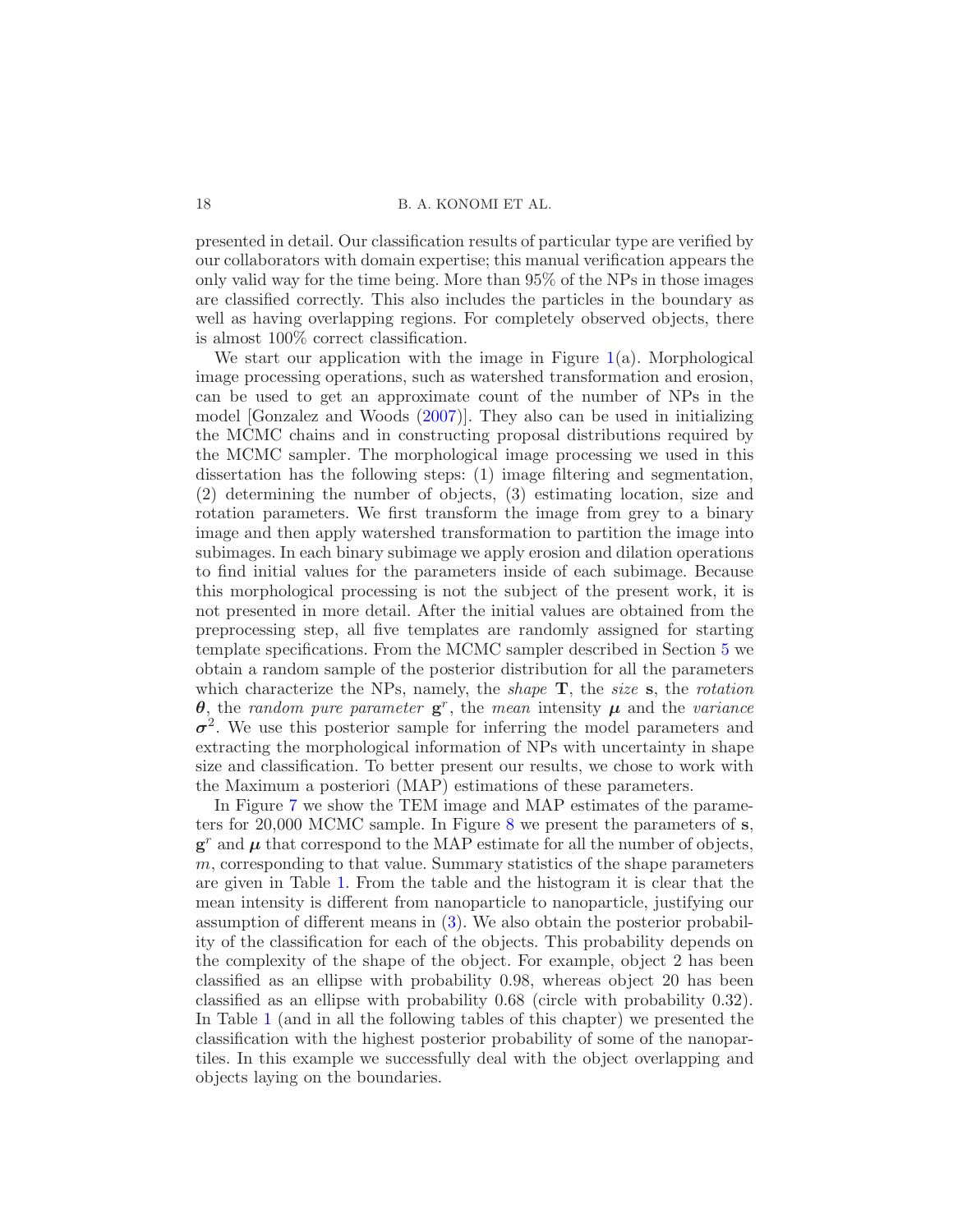presented in detail. Our classification results of particular type are verified by our collaborators with domain expertise; this manual verification appears the only valid way for the time being. More than 95% of the NPs in those images are classified correctly. This also includes the particles in the boundary as well as having overlapping regions. For completely observed objects, there is almost 100% correct classification.

We start our application with the image in Figure 1(a). Morphological image processing operations, such as watershed transformation and erosion, can be used to get an approximate count of the number of NPs in the model [Gonzalez and Woods (2007)]. They also can be used in initializing the MCMC chains and in constructing proposal distributions required by the MCMC sampler. The morphological image processing we used in this dissertation has the following steps: (1) image filtering and segmentation, (2) determining the number of objects, (3) estimating location, size and rotation parameters. We first transform the image from grey to a binary image and then apply watershed transformation to partition the image into subimages. In each binary subimage we apply erosion and dilation operations to find initial values for the parameters inside of each subimage. Because this morphological processing is not the subject of the present work, it is not presented in more detail. After the initial values are obtained from the preprocessing step, all five templates are randomly assigned for starting template specifications. From the MCMC sampler described in Section 5 we obtain a random sample of the posterior distribution for all the parameters which characterize the NPs, namely, the *shape* $\mathbf{T}$, the *size* $\mathbf{s}$, the *rotation* $\boldsymbol{\theta}$, the *random pure parameter* $\mathbf{g}^r$, the *mean* intensity $\boldsymbol{\mu}$ and the *variance* $\boldsymbol{\sigma}^2$. We use this posterior sample for inferring the model parameters and extracting the morphological information of NPs with uncertainty in shape size and classification. To better present our results, we chose to work with the Maximum a posteriori (MAP) estimations of these parameters.

In Figure 7 we show the TEM image and MAP estimates of the parameters for 20,000 MCMC sample. In Figure 8 we present the parameters of $\mathbf{s}$, $\mathbf{g}^r$ and $\boldsymbol{\mu}$ that correspond to the MAP estimate for all the number of objects, $m$, corresponding to that value. Summary statistics of the shape parameters are given in Table 1. From the table and the histogram it is clear that the mean intensity is different from nanoparticle to nanoparticle, justifying our assumption of different means in (3). We also obtain the posterior probability of the classification for each of the objects. This probability depends on the complexity of the shape of the object. For example, object 2 has been classified as an ellipse with probability 0.98, whereas object 20 has been classified as an ellipse with probability 0.68 (circle with probability 0.32). In Table 1 (and in all the following tables of this chapter) we presented the classification with the highest posterior probability of some of the nanopartiles. In this example we successfully deal with the object overlapping and objects laying on the boundaries.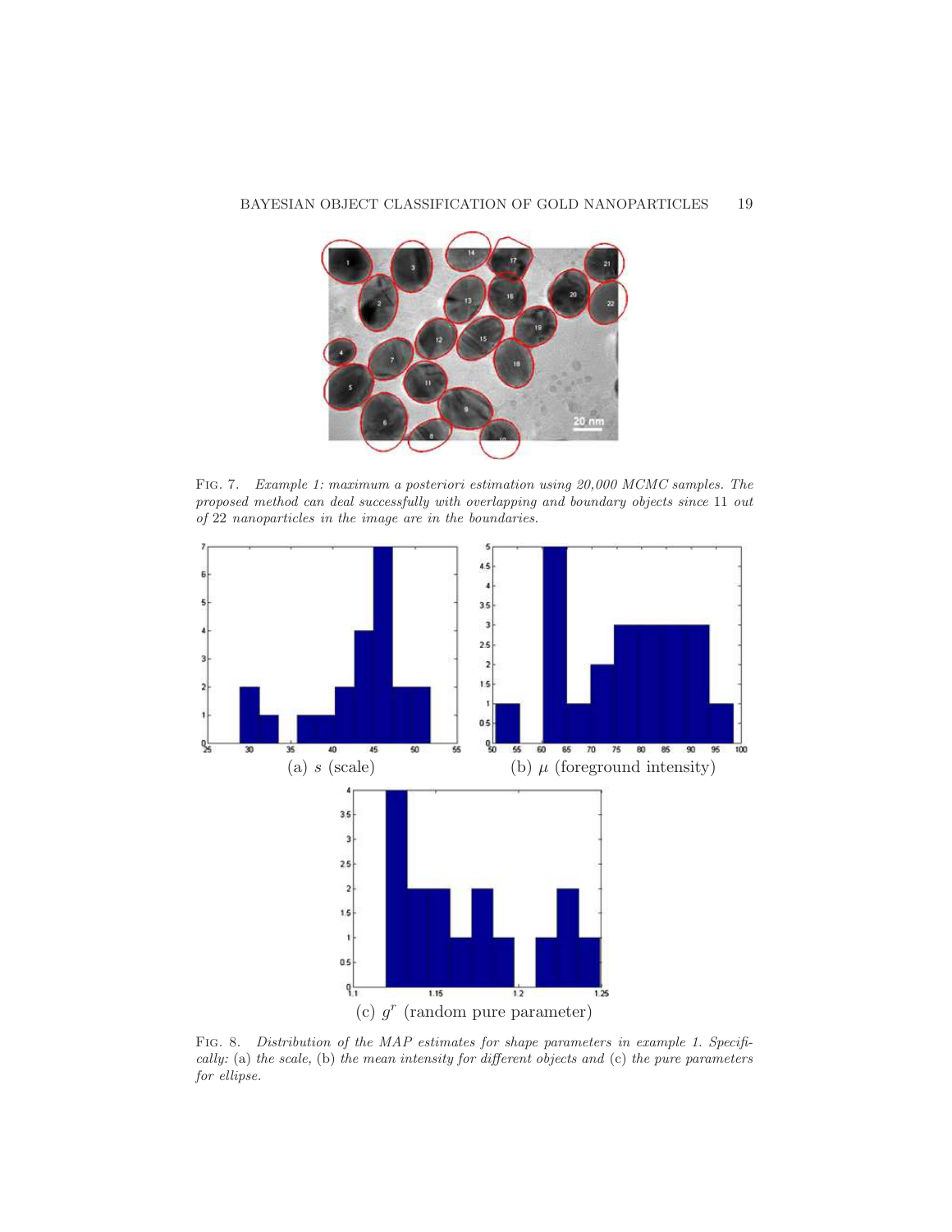Fig. 7. *Example 1: maximum a posteriori estimation using 20,000 MCMC samples. The proposed method can deal successfully with overlapping and boundary objects since* 11 *out of* 22 *nanoparticles in the image are in the boundaries.*

(a) $s$ (scale)

(b) $\mu$ (foreground intensity)

(c) $g^r$ (random pure parameter)

Fig. 8. *Distribution of the MAP estimates for shape parameters in example 1. Specifically:* (a) *the scale,* (b) *the mean intensity for different objects and* (c) *the pure parameters for ellipse.*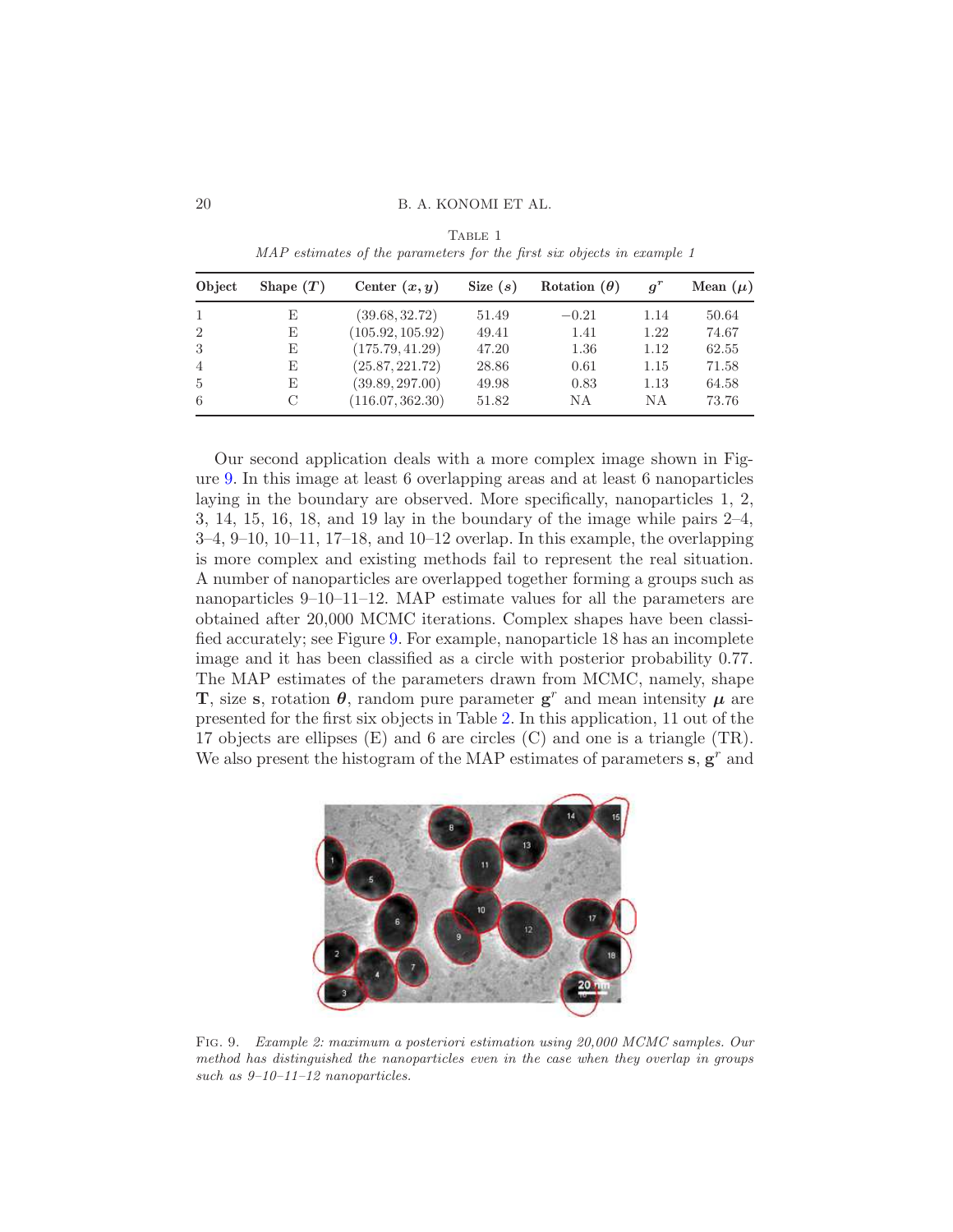Table 1

*MAP estimates of the parameters for the first six objects in example 1*

| Object | Shape ($T$) | Center $(x, y)$ | Size ($s$) | Rotation ($\theta$) | $g^r$ | Mean ($\mu$) |
|---|---|---|---|---|---|---|
| 1 | E | $(39.68, 32.72)$ | 51.49 | $-0.21$ | 1.14 | 50.64 |
| 2 | E | $(105.92, 105.92)$ | 49.41 | 1.41 | 1.22 | 74.67 |
| 3 | E | $(175.79, 41.29)$ | 47.20 | 1.36 | 1.12 | 62.55 |
| 4 | E | $(25.87, 221.72)$ | 28.86 | 0.61 | 1.15 | 71.58 |
| 5 | E | $(39.89, 297.00)$ | 49.98 | 0.83 | 1.13 | 64.58 |
| 6 | C | $(116.07, 362.30)$ | 51.82 | NA | NA | 73.76 |

Our second application deals with a more complex image shown in Figure 9. In this image at least 6 overlapping areas and at least 6 nanoparticles laying in the boundary are observed. More specifically, nanoparticles 1, 2, 3, 14, 15, 16, 18, and 19 lay in the boundary of the image while pairs 2–4, 3–4, 9–10, 10–11, 17–18, and 10–12 overlap. In this example, the overlapping is more complex and existing methods fail to represent the real situation. A number of nanoparticles are overlapped together forming a groups such as nanoparticles 9–10–11–12. MAP estimate values for all the parameters are obtained after 20,000 MCMC iterations. Complex shapes have been classified accurately; see Figure 9. For example, nanoparticle 18 has an incomplete image and it has been classified as a circle with posterior probability 0.77. The MAP estimates of the parameters drawn from MCMC, namely, shape $\mathbf{T}$, size $\mathbf{s}$, rotation $\boldsymbol{\theta}$, random pure parameter $\mathbf{g}^r$ and mean intensity $\boldsymbol{\mu}$ are presented for the first six objects in Table 2. In this application, 11 out of the 17 objects are ellipses (E) and 6 are circles (C) and one is a triangle (TR). We also present the histogram of the MAP estimates of parameters $\mathbf{s}$, $\mathbf{g}^r$ and

Fig. 9. *Example 2: maximum a posteriori estimation using 20,000 MCMC samples. Our method has distinguished the nanoparticles even in the case when they overlap in groups such as 9–10–11–12 nanoparticles.*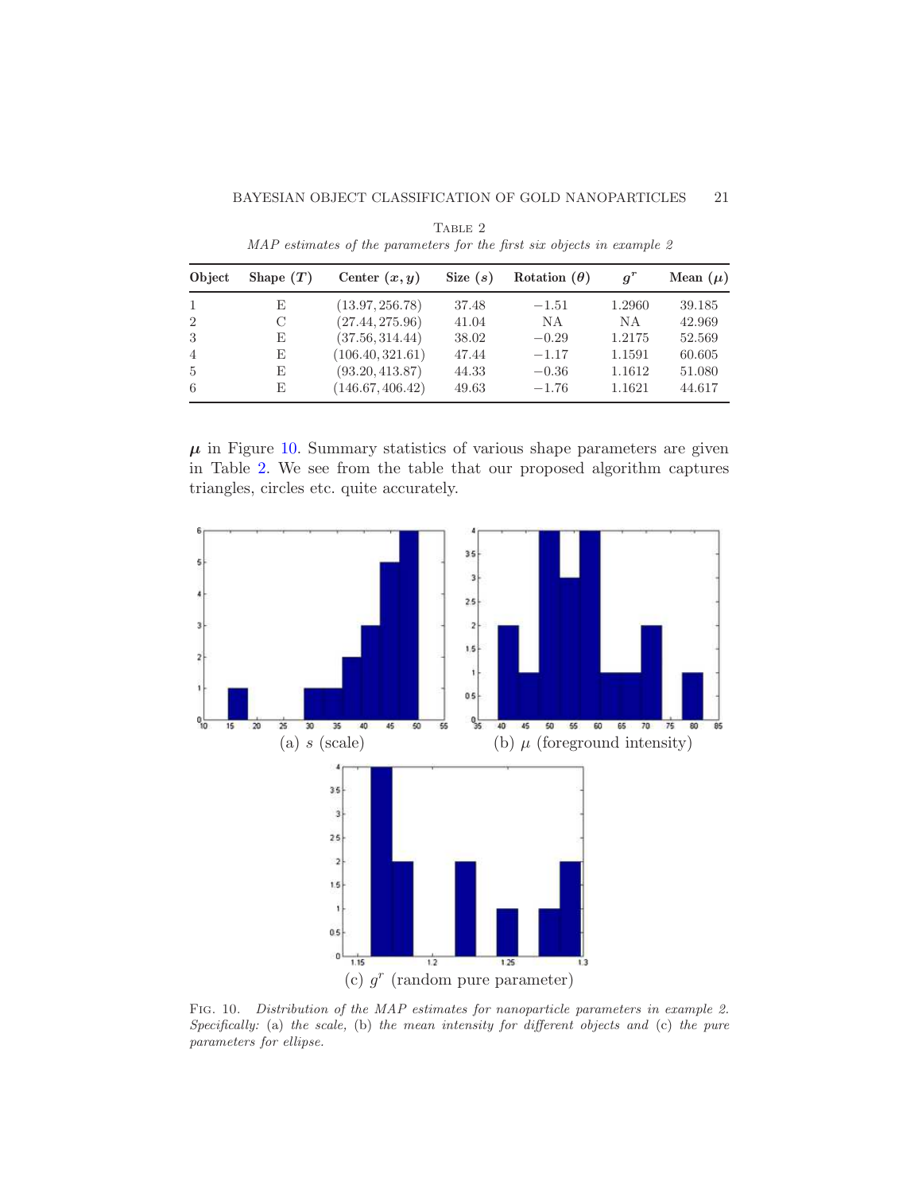TABLE 2

*MAP estimates of the parameters for the first six objects in example 2*

| Object | Shape ($T$) | Center $(x, y)$ | Size ($s$) | Rotation ($\theta$) | $g^r$ | Mean ($\mu$) |
|---|---|---|---|---|---|---|
| 1 | E | $(13.97, 256.78)$ | 37.48 | $-1.51$ | 1.2960 | 39.185 |
| 2 | C | $(27.44, 275.96)$ | 41.04 | NA | NA | 42.969 |
| 3 | E | $(37.56, 314.44)$ | 38.02 | $-0.29$ | 1.2175 | 52.569 |
| 4 | E | $(106.40, 321.61)$ | 47.44 | $-1.17$ | 1.1591 | 60.605 |
| 5 | E | $(93.20, 413.87)$ | 44.33 | $-0.36$ | 1.1612 | 51.080 |
| 6 | E | $(146.67, 406.42)$ | 49.63 | $-1.76$ | 1.1621 | 44.617 |

$\boldsymbol{\mu}$ in Figure 10. Summary statistics of various shape parameters are given in Table 2. We see from the table that our proposed algorithm captures triangles, circles etc. quite accurately.

(a) $s$ (scale)

(b) $\mu$ (foreground intensity)

(c) $g^r$ (random pure parameter)

FIG. 10. *Distribution of the MAP estimates for nanoparticle parameters in example 2. Specifically:* (a) *the scale,* (b) *the mean intensity for different objects and* (c) *the pure parameters for ellipse.*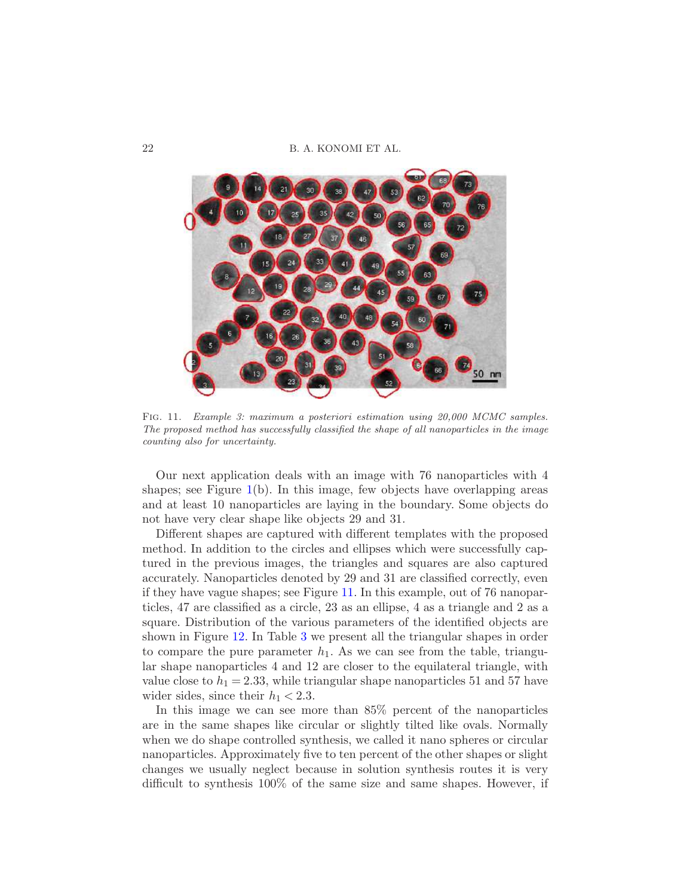Fig. 11. *Example 3: maximum a posteriori estimation using 20,000 MCMC samples. The proposed method has successfully classified the shape of all nanoparticles in the image counting also for uncertainty.*

Our next application deals with an image with 76 nanoparticles with 4 shapes; see Figure 1(b). In this image, few objects have overlapping areas and at least 10 nanoparticles are laying in the boundary. Some objects do not have very clear shape like objects 29 and 31.

Different shapes are captured with different templates with the proposed method. In addition to the circles and ellipses which were successfully captured in the previous images, the triangles and squares are also captured accurately. Nanoparticles denoted by 29 and 31 are classified correctly, even if they have vague shapes; see Figure 11. In this example, out of 76 nanoparticles, 47 are classified as a circle, 23 as an ellipse, 4 as a triangle and 2 as a square. Distribution of the various parameters of the identified objects are shown in Figure 12. In Table 3 we present all the triangular shapes in order to compare the pure parameter $h_1$. As we can see from the table, triangular shape nanoparticles 4 and 12 are closer to the equilateral triangle, with value close to $h_1 = 2.33$, while triangular shape nanoparticles 51 and 57 have wider sides, since their $h_1 < 2.3$.

In this image we can see more than 85% percent of the nanoparticles are in the same shapes like circular or slightly tilted like ovals. Normally when we do shape controlled synthesis, we called it nano spheres or circular nanoparticles. Approximately five to ten percent of the other shapes or slight changes we usually neglect because in solution synthesis routes it is very difficult to synthesis 100% of the same size and same shapes. However, if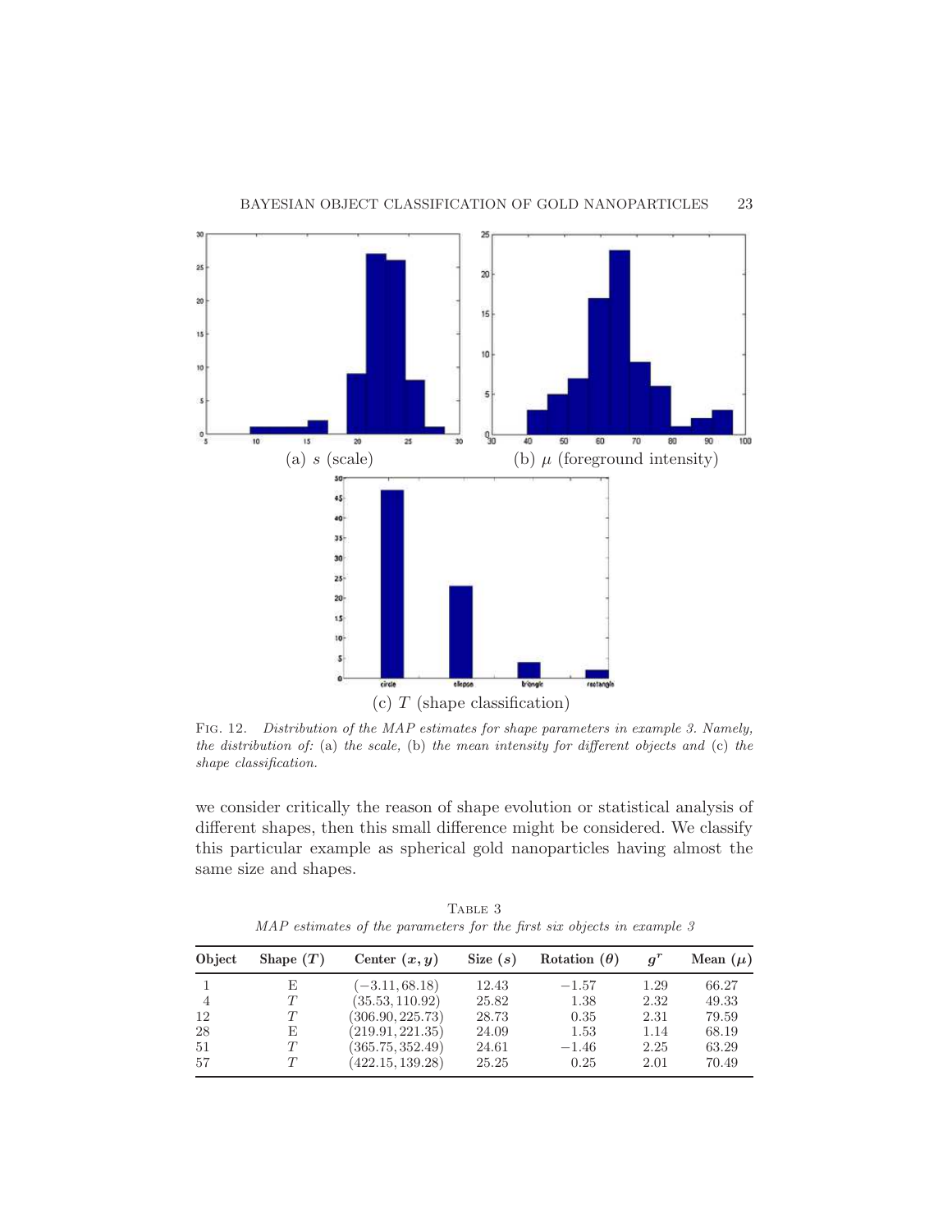(a) $s$ (scale)

(b) $\mu$ (foreground intensity)

(c) $T$ (shape classification)

Fig. 12. *Distribution of the MAP estimates for shape parameters in example 3. Namely, the distribution of:* (a) *the scale,* (b) *the mean intensity for different objects and* (c) *the shape classification.*

we consider critically the reason of shape evolution or statistical analysis of different shapes, then this small difference might be considered. We classify this particular example as spherical gold nanoparticles having almost the same size and shapes.

Table 3
*MAP estimates of the parameters for the first six objects in example 3*

| Object | Shape ($T$) | Center $(x, y)$ | Size ($s$) | Rotation ($\theta$) | $g^r$ | Mean ($\mu$) |
|---|---|---|---|---|---|---|
| 1 | E | $(-3.11, 68.18)$ | 12.43 | $-1.57$ | 1.29 | 66.27 |
| 4 | $T$ | $(35.53, 110.92)$ | 25.82 | 1.38 | 2.32 | 49.33 |
| 12 | $T$ | $(306.90, 225.73)$ | 28.73 | 0.35 | 2.31 | 79.59 |
| 28 | E | $(219.91, 221.35)$ | 24.09 | 1.53 | 1.14 | 68.19 |
| 51 | $T$ | $(365.75, 352.49)$ | 24.61 | $-1.46$ | 2.25 | 63.29 |
| 57 | $T$ | $(422.15, 139.28)$ | 25.25 | 0.25 | 2.01 | 70.49 |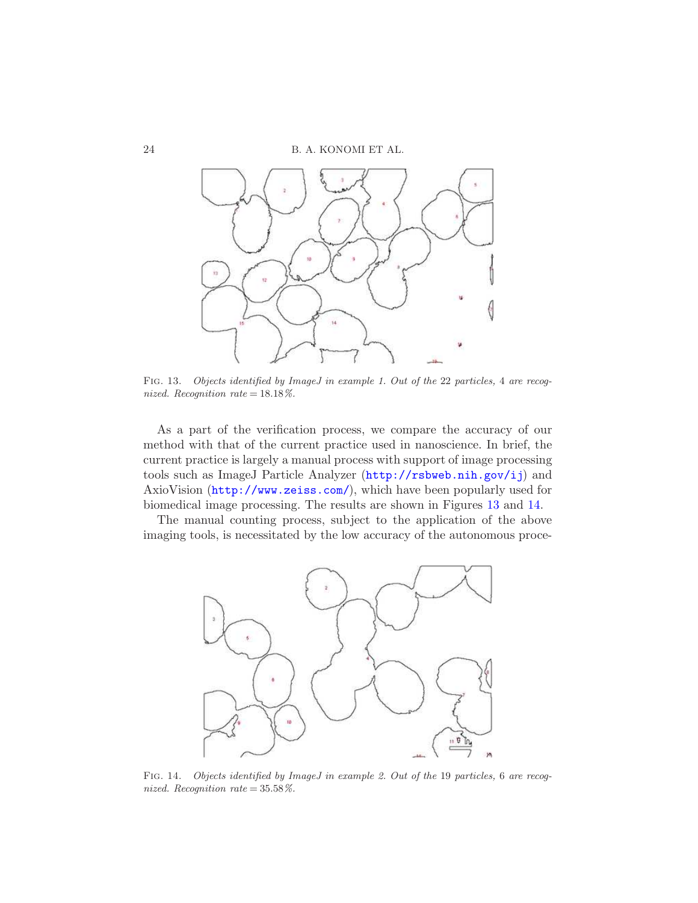FIG. 13. *Objects identified by ImageJ in example 1. Out of the* 22 *particles,* 4 *are recognized. Recognition rate* = 18.18%.

As a part of the verification process, we compare the accuracy of our method with that of the current practice used in nanoscience. In brief, the current practice is largely a manual process with support of image processing tools such as ImageJ Particle Analyzer (http://rsbweb.nih.gov/ij) and AxioVision (http://www.zeiss.com/), which have been popularly used for biomedical image processing. The results are shown in Figures 13 and 14.

The manual counting process, subject to the application of the above imaging tools, is necessitated by the low accuracy of the autonomous proce-

FIG. 14. *Objects identified by ImageJ in example 2. Out of the* 19 *particles,* 6 *are recognized. Recognition rate* = 35.58%.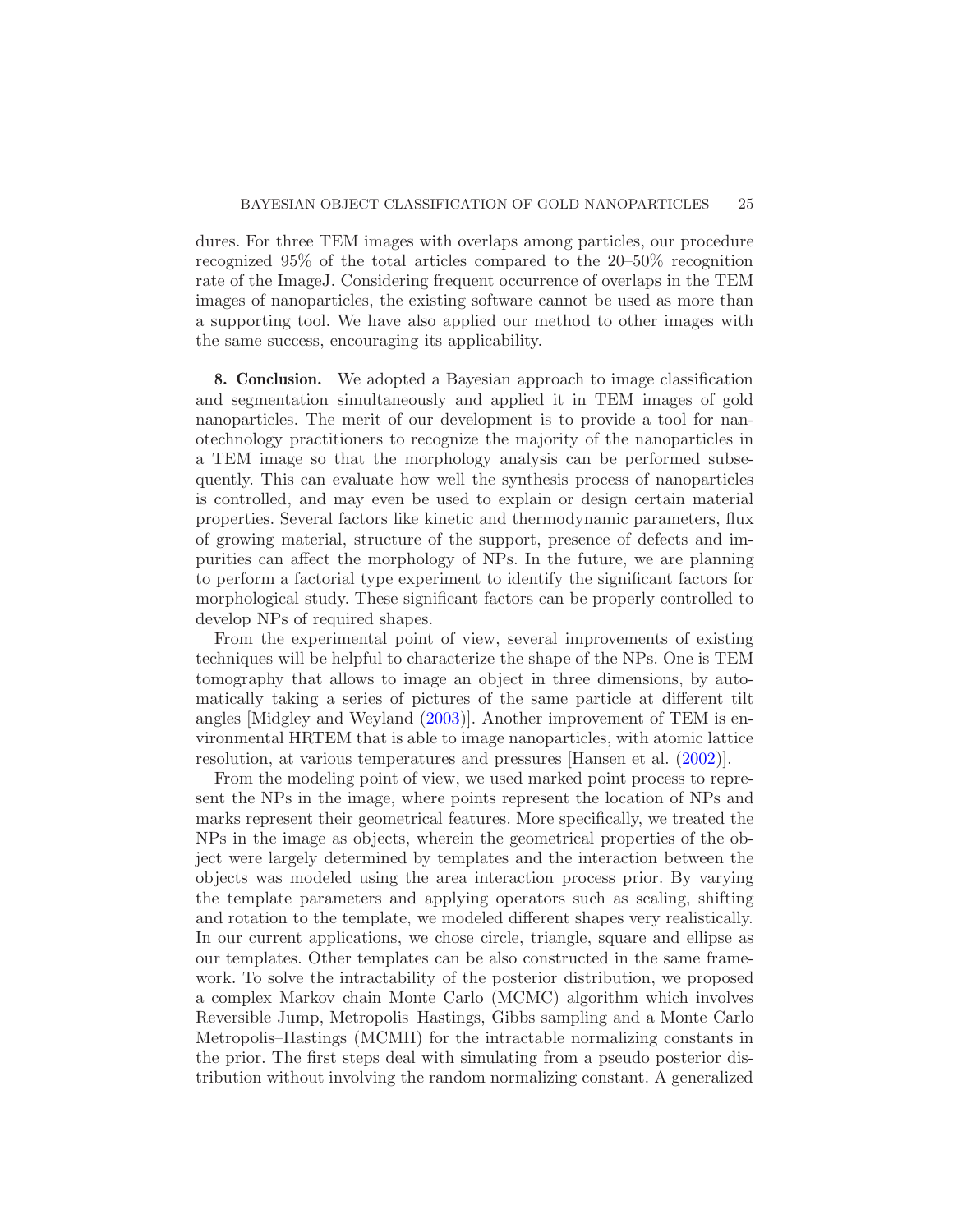dures. For three TEM images with overlaps among particles, our procedure recognized 95% of the total articles compared to the 20–50% recognition rate of the ImageJ. Considering frequent occurrence of overlaps in the TEM images of nanoparticles, the existing software cannot be used as more than a supporting tool. We have also applied our method to other images with the same success, encouraging its applicability.

**8. Conclusion.** We adopted a Bayesian approach to image classification and segmentation simultaneously and applied it in TEM images of gold nanoparticles. The merit of our development is to provide a tool for nanotechnology practitioners to recognize the majority of the nanoparticles in a TEM image so that the morphology analysis can be performed subsequently. This can evaluate how well the synthesis process of nanoparticles is controlled, and may even be used to explain or design certain material properties. Several factors like kinetic and thermodynamic parameters, flux of growing material, structure of the support, presence of defects and impurities can affect the morphology of NPs. In the future, we are planning to perform a factorial type experiment to identify the significant factors for morphological study. These significant factors can be properly controlled to develop NPs of required shapes.

From the experimental point of view, several improvements of existing techniques will be helpful to characterize the shape of the NPs. One is TEM tomography that allows to image an object in three dimensions, by automatically taking a series of pictures of the same particle at different tilt angles [Midgley and Weyland (2003)]. Another improvement of TEM is environmental HRTEM that is able to image nanoparticles, with atomic lattice resolution, at various temperatures and pressures [Hansen et al. (2002)].

From the modeling point of view, we used marked point process to represent the NPs in the image, where points represent the location of NPs and marks represent their geometrical features. More specifically, we treated the NPs in the image as objects, wherein the geometrical properties of the object were largely determined by templates and the interaction between the objects was modeled using the area interaction process prior. By varying the template parameters and applying operators such as scaling, shifting and rotation to the template, we modeled different shapes very realistically. In our current applications, we chose circle, triangle, square and ellipse as our templates. Other templates can be also constructed in the same framework. To solve the intractability of the posterior distribution, we proposed a complex Markov chain Monte Carlo (MCMC) algorithm which involves Reversible Jump, Metropolis–Hastings, Gibbs sampling and a Monte Carlo Metropolis–Hastings (MCMH) for the intractable normalizing constants in the prior. The first steps deal with simulating from a pseudo posterior distribution without involving the random normalizing constant. A generalized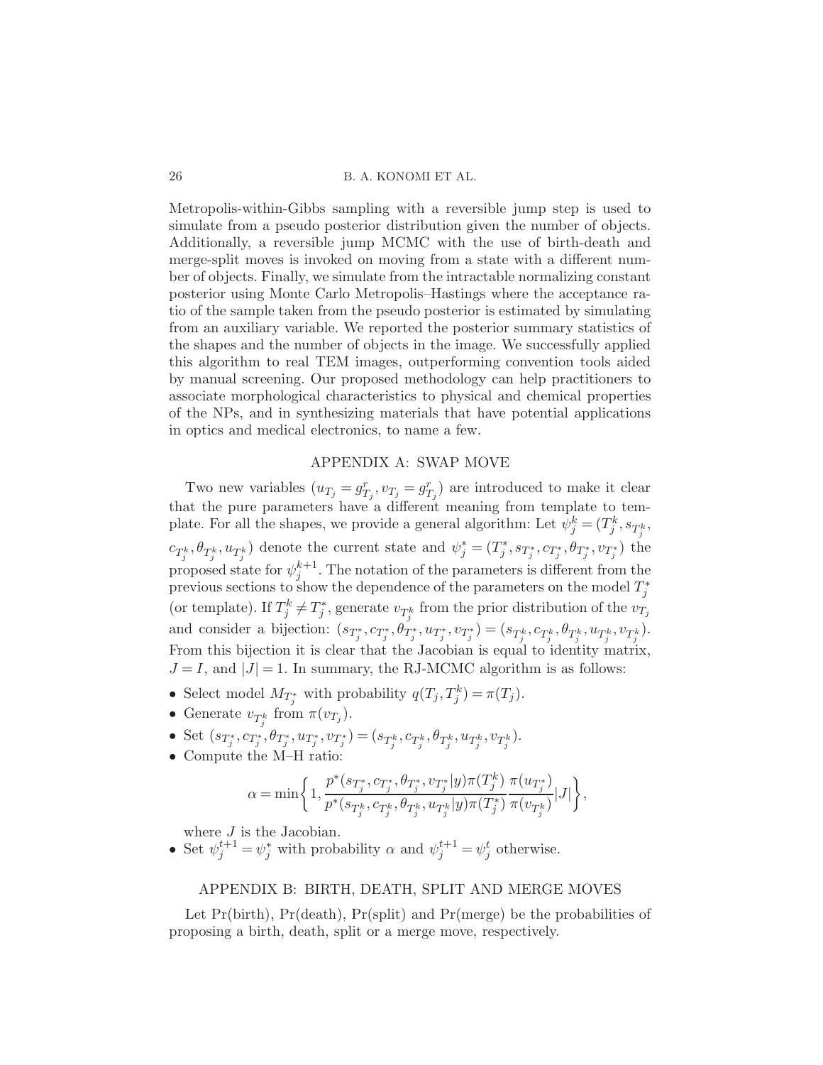Metropolis-within-Gibbs sampling with a reversible jump step is used to simulate from a pseudo posterior distribution given the number of objects. Additionally, a reversible jump MCMC with the use of birth-death and merge-split moves is invoked on moving from a state with a different number of objects. Finally, we simulate from the intractable normalizing constant posterior using Monte Carlo Metropolis–Hastings where the acceptance ratio of the sample taken from the pseudo posterior is estimated by simulating from an auxiliary variable. We reported the posterior summary statistics of the shapes and the number of objects in the image. We successfully applied this algorithm to real TEM images, outperforming convention tools aided by manual screening. Our proposed methodology can help practitioners to associate morphological characteristics to physical and chemical properties of the NPs, and in synthesizing materials that have potential applications in optics and medical electronics, to name a few.

## APPENDIX A: SWAP MOVE

Two new variables $(u_{T_j} = g^r_{T_j}, v_{T_j} = g^r_{T_j})$ are introduced to make it clear that the pure parameters have a different meaning from template to template. For all the shapes, we provide a general algorithm: Let $\psi^k_j = (T^k_j, s_{T^k_j}, c_{T^k_j}, \theta_{T^k_j}, u_{T^k_j})$ denote the current state and $\psi^*_j = (T^*_j, s_{T^*_j}, c_{T^*_j}, \theta_{T^*_j}, v_{T^*_j})$ the proposed state for $\psi^{k+1}_j$. The notation of the parameters is different from the previous sections to show the dependence of the parameters on the model $T^*_j$ (or template). If $T^k_j \neq T^*_j$, generate $v_{T^k_j}$ from the prior distribution of the $v_{T_j}$ and consider a bijection: $(s_{T^*_j}, c_{T^*_j}, \theta_{T^*_j}, u_{T^*_j}, v_{T^*_j}) = (s_{T^k_j}, c_{T^k_j}, \theta_{T^k_j}, u_{T^k_j}, v_{T^k_j})$. From this bijection it is clear that the Jacobian is equal to identity matrix, $J = I$, and $|J| = 1$. In summary, the RJ-MCMC algorithm is as follows:

- Select model $M_{T^*_j}$ with probability $q(T_j, T^k_j) = \pi(T_j)$.
- Generate $v_{T^k_j}$ from $\pi(v_{T_j})$.
- Set $(s_{T^*_j}, c_{T^*_j}, \theta_{T^*_j}, u_{T^*_j}, v_{T^*_j}) = (s_{T^k_j}, c_{T^k_j}, \theta_{T^k_j}, u_{T^k_j}, v_{T^k_j})$.
- Compute the M–H ratio:

$$\alpha = \min\left\{1, \frac{p^*(s_{T^*_j}, c_{T^*_j}, \theta_{T^*_j}, v_{T^*_j}|y)\pi(T^k_j)}{p^*(s_{T^k_j}, c_{T^k_j}, \theta_{T^k_j}, u_{T^k_j}|y)\pi(T^*_j)} \frac{\pi(u_{T^*_j})}{\pi(v_{T^k_j})}|J|\right\},$$

  where $J$ is the Jacobian.
- Set $\psi^{t+1}_j = \psi^*_j$ with probability $\alpha$ and $\psi^{t+1}_j = \psi^t_j$ otherwise.

## APPENDIX B: BIRTH, DEATH, SPLIT AND MERGE MOVES

Let Pr(birth), Pr(death), Pr(split) and Pr(merge) be the probabilities of proposing a birth, death, split or a merge move, respectively.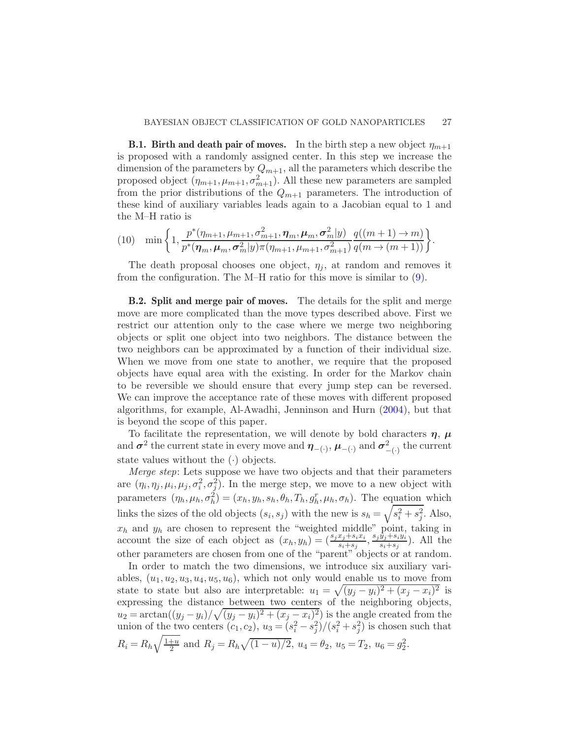**B.1. Birth and death pair of moves.** In the birth step a new object $\eta_{m+1}$ is proposed with a randomly assigned center. In this step we increase the dimension of the parameters by $Q_{m+1}$, all the parameters which describe the proposed object $(\eta_{m+1}, \mu_{m+1}, \sigma^2_{m+1})$. All these new parameters are sampled from the prior distributions of the $Q_{m+1}$ parameters. The introduction of these kind of auxiliary variables leads again to a Jacobian equal to 1 and the M–H ratio is

$$\min\left\{1, \frac{p^*(\eta_{m+1}, \mu_{m+1}, \sigma^2_{m+1}, \boldsymbol{\eta}_m, \boldsymbol{\mu}_m, \boldsymbol{\sigma}^2_m | y)}{p^*(\boldsymbol{\eta}_m, \boldsymbol{\mu}_m, \boldsymbol{\sigma}^2_m | y)\pi(\eta_{m+1}, \mu_{m+1}, \sigma^2_{m+1})} \frac{q((m+1) \to m)}{q(m \to (m+1))}\right\}. \tag{10}$$

The death proposal chooses one object, $\eta_j$, at random and removes it from the configuration. The M–H ratio for this move is similar to (9).

**B.2. Split and merge pair of moves.** The details for the split and merge move are more complicated than the move types described above. First we restrict our attention only to the case where we merge two neighboring objects or split one object into two neighbors. The distance between the two neighbors can be approximated by a function of their individual size. When we move from one state to another, we require that the proposed objects have equal area with the existing. In order for the Markov chain to be reversible we should ensure that every jump step can be reversed. We can improve the acceptance rate of these moves with different proposed algorithms, for example, Al-Awadhi, Jenninson and Hurn (2004), but that is beyond the scope of this paper.

To facilitate the representation, we will denote by bold characters $\boldsymbol{\eta}$, $\boldsymbol{\mu}$ and $\boldsymbol{\sigma}^2$ the current state in every move and $\boldsymbol{\eta}_{-(\cdot)}$, $\boldsymbol{\mu}_{-(\cdot)}$ and $\boldsymbol{\sigma}^2_{-(\cdot)}$ the current state values without the $(\cdot)$ objects.

*Merge step*: Lets suppose we have two objects and that their parameters are $(\eta_i, \eta_j, \mu_i, \mu_j, \sigma^2_i, \sigma^2_j)$. In the merge step, we move to a new object with parameters $(\eta_h, \mu_h, \sigma^2_h) = (x_h, y_h, s_h, \theta_h, T_h, g^r_h, \mu_h, \sigma_h)$. The equation which links the sizes of the old objects $(s_i, s_j)$ with the new is $s_h = \sqrt{s_i^2 + s_j^2}$. Also, $x_h$ and $y_h$ are chosen to represent the "weighted middle" point, taking in account the size of each object as $(x_h, y_h) = (\frac{s_j x_j + s_i x_i}{s_i + s_j}, \frac{s_j y_j + s_i y_i}{s_i + s_j})$. All the other parameters are chosen from one of the "parent" objects or at random.

In order to match the two dimensions, we introduce six auxiliary variables, $(u_1, u_2, u_3, u_4, u_5, u_6)$, which not only would enable us to move from state to state but also are interpretable: $u_1 = \sqrt{(y_j - y_i)^2 + (x_j - x_i)^2}$ is expressing the distance between two centers of the neighboring objects, $u_2 = \arctan((y_j - y_i)/\sqrt{(y_j - y_i)^2 + (x_j - x_i)^2})$ is the angle created from the union of the two centers $(c_1, c_2)$, $u_3 = (s_i^2 - s_j^2)/(s_i^2 + s_j^2)$ is chosen such that $R_i = R_h\sqrt{\frac{1+u}{2}}$ and $R_j = R_h\sqrt{(1-u)/2}$, $u_4 = \theta_2$, $u_5 = T_2$, $u_6 = g_2^2$.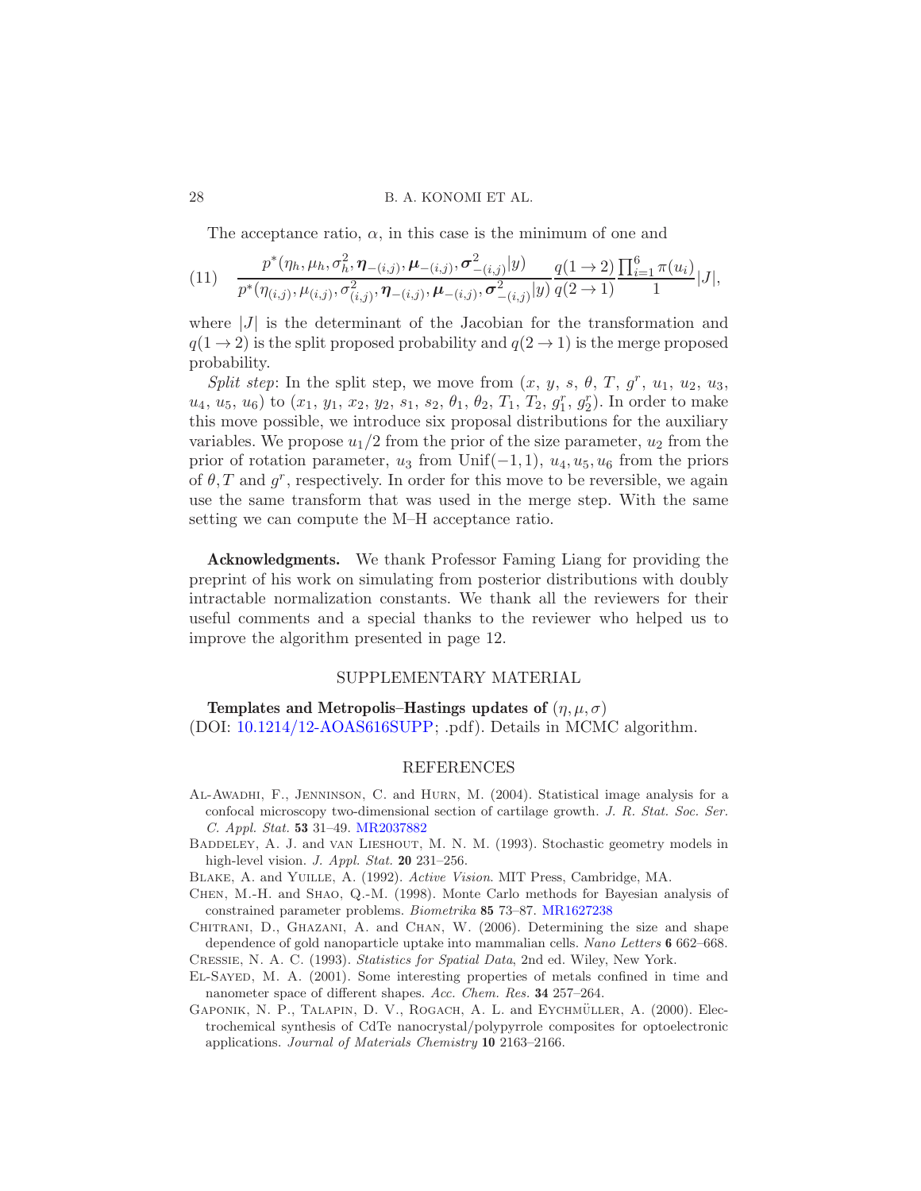The acceptance ratio, $\alpha$, in this case is the minimum of one and

$$\frac{p^*(\eta_h, \mu_h, \sigma_h^2, \boldsymbol{\eta}_{-(i,j)}, \boldsymbol{\mu}_{-(i,j)}, \boldsymbol{\sigma}^2_{-(i,j)}|y)}{p^*(\eta_{(i,j)}, \mu_{(i,j)}, \sigma^2_{(i,j)}, \boldsymbol{\eta}_{-(i,j)}, \boldsymbol{\mu}_{-(i,j)}, \boldsymbol{\sigma}^2_{-(i,j)}|y)} \frac{q(1 \to 2)}{q(2 \to 1)} \frac{\prod_{i=1}^{6} \pi(u_i)}{1} |J|, \tag{11}$$

where $|J|$ is the determinant of the Jacobian for the transformation and $q(1 \to 2)$ is the split proposed probability and $q(2 \to 1)$ is the merge proposed probability.

*Split step*: In the split step, we move from ($x$, $y$, $s$, $\theta$, $T$, $g^r$, $u_1$, $u_2$, $u_3$, $u_4$, $u_5$, $u_6$) to ($x_1$, $y_1$, $x_2$, $y_2$, $s_1$, $s_2$, $\theta_1$, $\theta_2$, $T_1$, $T_2$, $g_1^r$, $g_2^r$). In order to make this move possible, we introduce six proposal distributions for the auxiliary variables. We propose $u_1/2$ from the prior of the size parameter, $u_2$ from the prior of rotation parameter, $u_3$ from $\mathrm{Unif}(-1, 1)$, $u_4, u_5, u_6$ from the priors of $\theta, T$ and $g^r$, respectively. In order for this move to be reversible, we again use the same transform that was used in the merge step. With the same setting we can compute the M–H acceptance ratio.

**Acknowledgments.** We thank Professor Faming Liang for providing the preprint of his work on simulating from posterior distributions with doubly intractable normalization constants. We thank all the reviewers for their useful comments and a special thanks to the reviewer who helped us to improve the algorithm presented in page 12.

## SUPPLEMENTARY MATERIAL

**Templates and Metropolis–Hastings updates of** $(\eta, \mu, \sigma)$ (DOI: 10.1214/12-AOAS616SUPP; .pdf). Details in MCMC algorithm.

## REFERENCES

Al-Awadhi, F., Jenninson, C. and Hurn, M. (2004). Statistical image analysis for a confocal microscopy two-dimensional section of cartilage growth. *J. R. Stat. Soc. Ser. C. Appl. Stat.* **53** 31–49. MR2037882

Baddeley, A. J. and van Lieshout, M. N. M. (1993). Stochastic geometry models in high-level vision. *J. Appl. Stat.* **20** 231–256.

Blake, A. and Yuille, A. (1992). *Active Vision*. MIT Press, Cambridge, MA.

Chen, M.-H. and Shao, Q.-M. (1998). Monte Carlo methods for Bayesian analysis of constrained parameter problems. *Biometrika* **85** 73–87. MR1627238

Chitrani, D., Ghazani, A. and Chan, W. (2006). Determining the size and shape dependence of gold nanoparticle uptake into mammalian cells. *Nano Letters* **6** 662–668.

Cressie, N. A. C. (1993). *Statistics for Spatial Data*, 2nd ed. Wiley, New York.

El-Sayed, M. A. (2001). Some interesting properties of metals confined in time and nanometer space of different shapes. *Acc. Chem. Res.* **34** 257–264.

Gaponik, N. P., Talapin, D. V., Rogach, A. L. and Eychmüller, A. (2000). Electrochemical synthesis of CdTe nanocrystal/polypyrrole composites for optoelectronic applications. *Journal of Materials Chemistry* **10** 2163–2166.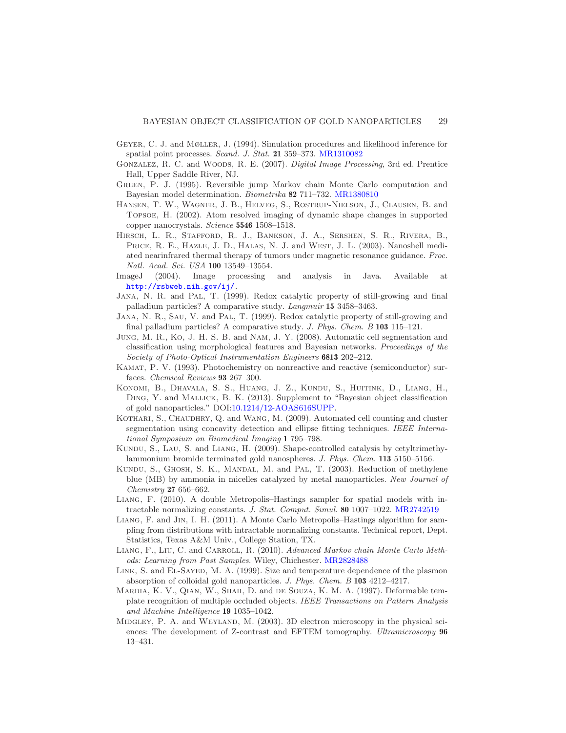Geyer, C. J. and Møller, J. (1994). Simulation procedures and likelihood inference for spatial point processes. *Scand. J. Stat.* **21** 359–373. MR1310082

Gonzalez, R. C. and Woods, R. E. (2007). *Digital Image Processing*, 3rd ed. Prentice Hall, Upper Saddle River, NJ.

Green, P. J. (1995). Reversible jump Markov chain Monte Carlo computation and Bayesian model determination. *Biometrika* **82** 711–732. MR1380810

Hansen, T. W., Wagner, J. B., Helveg, S., Rostrup-Nielson, J., Clausen, B. and Topsoe, H. (2002). Atom resolved imaging of dynamic shape changes in supported copper nanocrystals. *Science* **5546** 1508–1518.

Hirsch, L. R., Stafford, R. J., Bankson, J. A., Sershen, S. R., Rivera, B., Price, R. E., Hazle, J. D., Halas, N. J. and West, J. L. (2003). Nanoshell mediated nearinfrared thermal therapy of tumors under magnetic resonance guidance. *Proc. Natl. Acad. Sci. USA* **100** 13549–13554.

ImageJ (2004). Image processing and analysis in Java. Available at http://rsbweb.nih.gov/ij/.

Jana, N. R. and Pal, T. (1999). Redox catalytic property of still-growing and final palladium particles? A comparative study. *Langmuir* **15** 3458–3463.

Jana, N. R., Sau, V. and Pal, T. (1999). Redox catalytic property of still-growing and final palladium particles? A comparative study. *J. Phys. Chem. B* **103** 115–121.

Jung, M. R., Ko, J. H. S. B. and Nam, J. Y. (2008). Automatic cell segmentation and classification using morphological features and Bayesian networks. *Proceedings of the Society of Photo-Optical Instrumentation Engineers* **6813** 202–212.

Kamat, P. V. (1993). Photochemistry on nonreactive and reactive (semiconductor) surfaces. *Chemical Reviews* **93** 267–300.

Konomi, B., Dhavala, S. S., Huang, J. Z., Kundu, S., Huitink, D., Liang, H., Ding, Y. and Mallick, B. K. (2013). Supplement to "Bayesian object classification of gold nanoparticles." DOI:10.1214/12-AOAS616SUPP.

Kothari, S., Chaudhry, Q. and Wang, M. (2009). Automated cell counting and cluster segmentation using concavity detection and ellipse fitting techniques. *IEEE International Symposium on Biomedical Imaging* **1** 795–798.

Kundu, S., Lau, S. and Liang, H. (2009). Shape-controlled catalysis by cetyltrimethylammonium bromide terminated gold nanospheres. *J. Phys. Chem.* **113** 5150–5156.

Kundu, S., Ghosh, S. K., Mandal, M. and Pal, T. (2003). Reduction of methylene blue (MB) by ammonia in micelles catalyzed by metal nanoparticles. *New Journal of Chemistry* **27** 656–662.

Liang, F. (2010). A double Metropolis–Hastings sampler for spatial models with intractable normalizing constants. *J. Stat. Comput. Simul.* **80** 1007–1022. MR2742519

Liang, F. and Jin, I. H. (2011). A Monte Carlo Metropolis–Hastings algorithm for sampling from distributions with intractable normalizing constants. Technical report, Dept. Statistics, Texas A&M Univ., College Station, TX.

Liang, F., Liu, C. and Carroll, R. (2010). *Advanced Markov chain Monte Carlo Methods: Learning from Past Samples*. Wiley, Chichester. MR2828488

Link, S. and El-Sayed, M. A. (1999). Size and temperature dependence of the plasmon absorption of colloidal gold nanoparticles. *J. Phys. Chem. B* **103** 4212–4217.

Mardia, K. V., Qian, W., Shah, D. and de Souza, K. M. A. (1997). Deformable template recognition of multiple occluded objects. *IEEE Transactions on Pattern Analysis and Machine Intelligence* **19** 1035–1042.

Midgley, P. A. and Weyland, M. (2003). 3D electron microscopy in the physical sciences: The development of Z-contrast and EFTEM tomography. *Ultramicroscopy* **96** 13–431.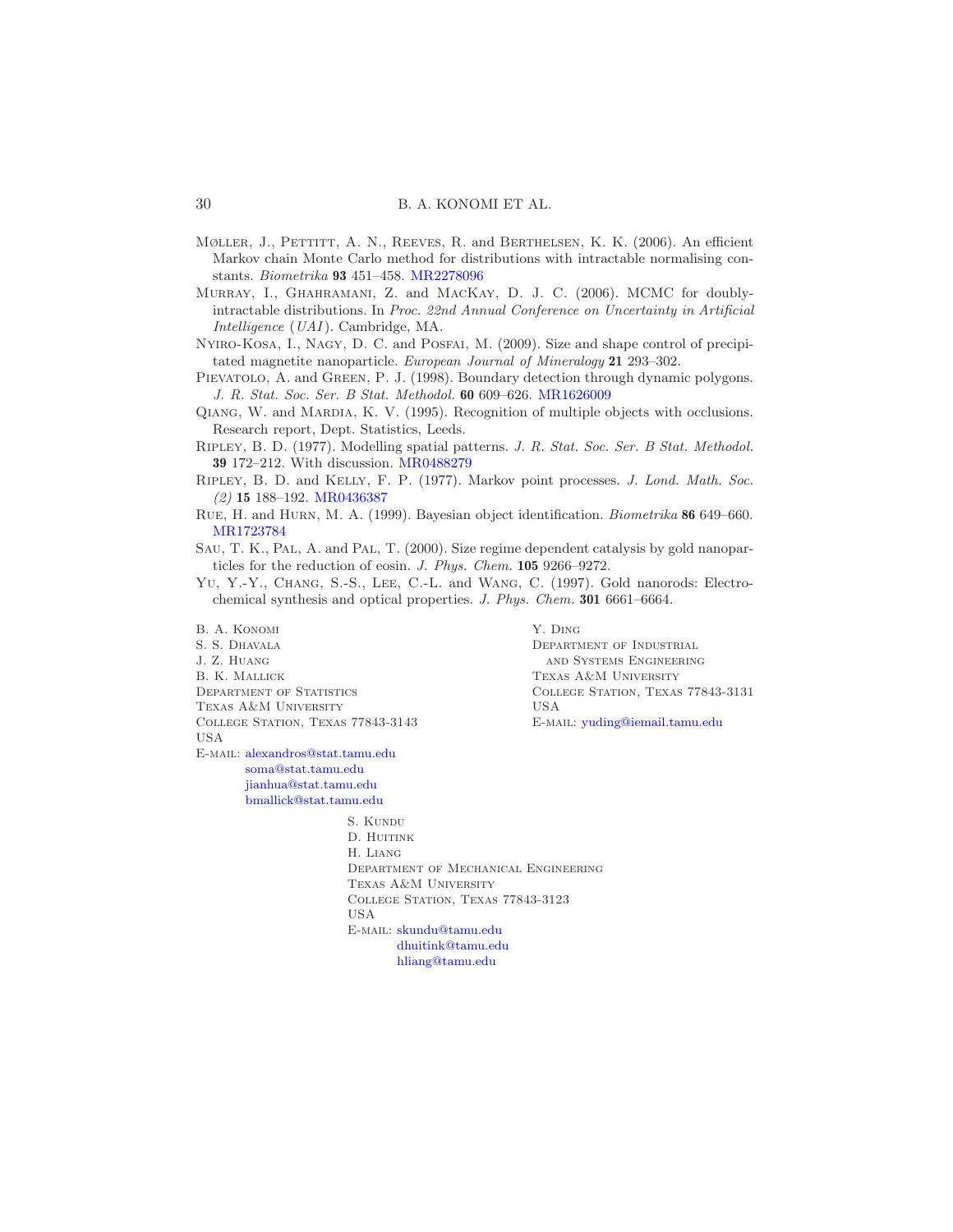Møller, J., Pettitt, A. N., Reeves, R. and Berthelsen, K. K. (2006). An efficient Markov chain Monte Carlo method for distributions with intractable normalising constants. *Biometrika* **93** 451–458. MR2278096

Murray, I., Ghahramani, Z. and MacKay, D. J. C. (2006). MCMC for doubly-intractable distributions. In *Proc. 22nd Annual Conference on Uncertainty in Artificial Intelligence* (*UAI*). Cambridge, MA.

Nyiro-Kosa, I., Nagy, D. C. and Posfai, M. (2009). Size and shape control of precipitated magnetite nanoparticle. *European Journal of Mineralogy* **21** 293–302.

Pievatolo, A. and Green, P. J. (1998). Boundary detection through dynamic polygons. *J. R. Stat. Soc. Ser. B Stat. Methodol.* **60** 609–626. MR1626009

Qiang, W. and Mardia, K. V. (1995). Recognition of multiple objects with occlusions. Research report, Dept. Statistics, Leeds.

Ripley, B. D. (1977). Modelling spatial patterns. *J. R. Stat. Soc. Ser. B Stat. Methodol.* **39** 172–212. With discussion. MR0488279

Ripley, B. D. and Kelly, F. P. (1977). Markov point processes. *J. Lond. Math. Soc.* *(2)* **15** 188–192. MR0436387

Rue, H. and Hurn, M. A. (1999). Bayesian object identification. *Biometrika* **86** 649–660. MR1723784

Sau, T. K., Pal, A. and Pal, T. (2000). Size regime dependent catalysis by gold nanoparticles for the reduction of eosin. *J. Phys. Chem.* **105** 9266–9272.

Yu, Y.-Y., Chang, S.-S., Lee, C.-L. and Wang, C. (1997). Gold nanorods: Electrochemical synthesis and optical properties. *J. Phys. Chem.* **301** 6661–6664.

B. A. Konomi
S. S. Dhavala
J. Z. Huang
B. K. Mallick
Department of Statistics
Texas A&M University
College Station, Texas 77843-3143
USA
E-mail: alexandros@stat.tamu.edu
soma@stat.tamu.edu
jianhua@stat.tamu.edu
bmallick@stat.tamu.edu

Y. Ding
Department of Industrial and Systems Engineering
Texas A&M University
College Station, Texas 77843-3131
USA
E-mail: yuding@iemail.tamu.edu

S. Kundu
D. Huitink
H. Liang
Department of Mechanical Engineering
Texas A&M University
College Station, Texas 77843-3123
USA
E-mail: skundu@tamu.edu
dhuitink@tamu.edu
hliang@tamu.edu